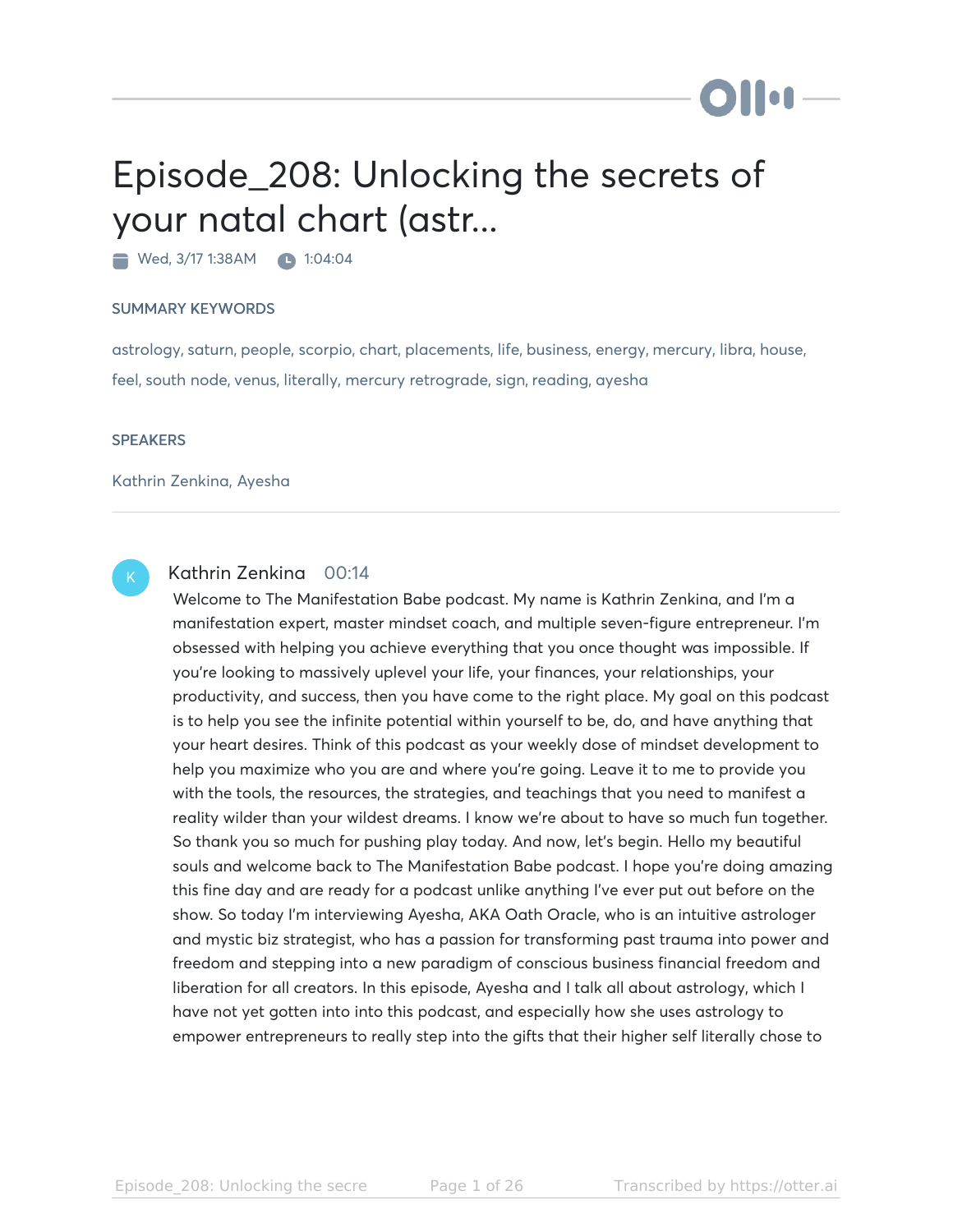# Episode_208: Unlocking the secrets of your natal chart (astr...

Wed, 3/17 1:38AM  1:04:04

### SUMMARY KEYWORDS

astrology, saturn, people, scorpio, chart, placements, life, business, energy, mercury, libra, house, feel, south node, venus, literally, mercury retrograde, sign, reading, ayesha

### SPEAKERS

Kathrin Zenkina, Ayesha

---

**Kathrin Zenkina** 00:14

Welcome to The Manifestation Babe podcast. My name is Kathrin Zenkina, and I'm a manifestation expert, master mindset coach, and multiple seven-figure entrepreneur. I'm obsessed with helping you achieve everything that you once thought was impossible. If you're looking to massively uplevel your life, your finances, your relationships, your productivity, and success, then you have come to the right place. My goal on this podcast is to help you see the infinite potential within yourself to be, do, and have anything that your heart desires. Think of this podcast as your weekly dose of mindset development to help you maximize who you are and where you're going. Leave it to me to provide you with the tools, the resources, the strategies, and teachings that you need to manifest a reality wilder than your wildest dreams. I know we're about to have so much fun together. So thank you so much for pushing play today. And now, let's begin. Hello my beautiful souls and welcome back to The Manifestation Babe podcast. I hope you're doing amazing this fine day and are ready for a podcast unlike anything I've ever put out before on the show. So today I'm interviewing Ayesha, AKA Oath Oracle, who is an intuitive astrologer and mystic biz strategist, who has a passion for transforming past trauma into power and freedom and stepping into a new paradigm of conscious business financial freedom and liberation for all creators. In this episode, Ayesha and I talk all about astrology, which I have not yet gotten into into this podcast, and especially how she uses astrology to empower entrepreneurs to really step into the gifts that their higher self literally chose to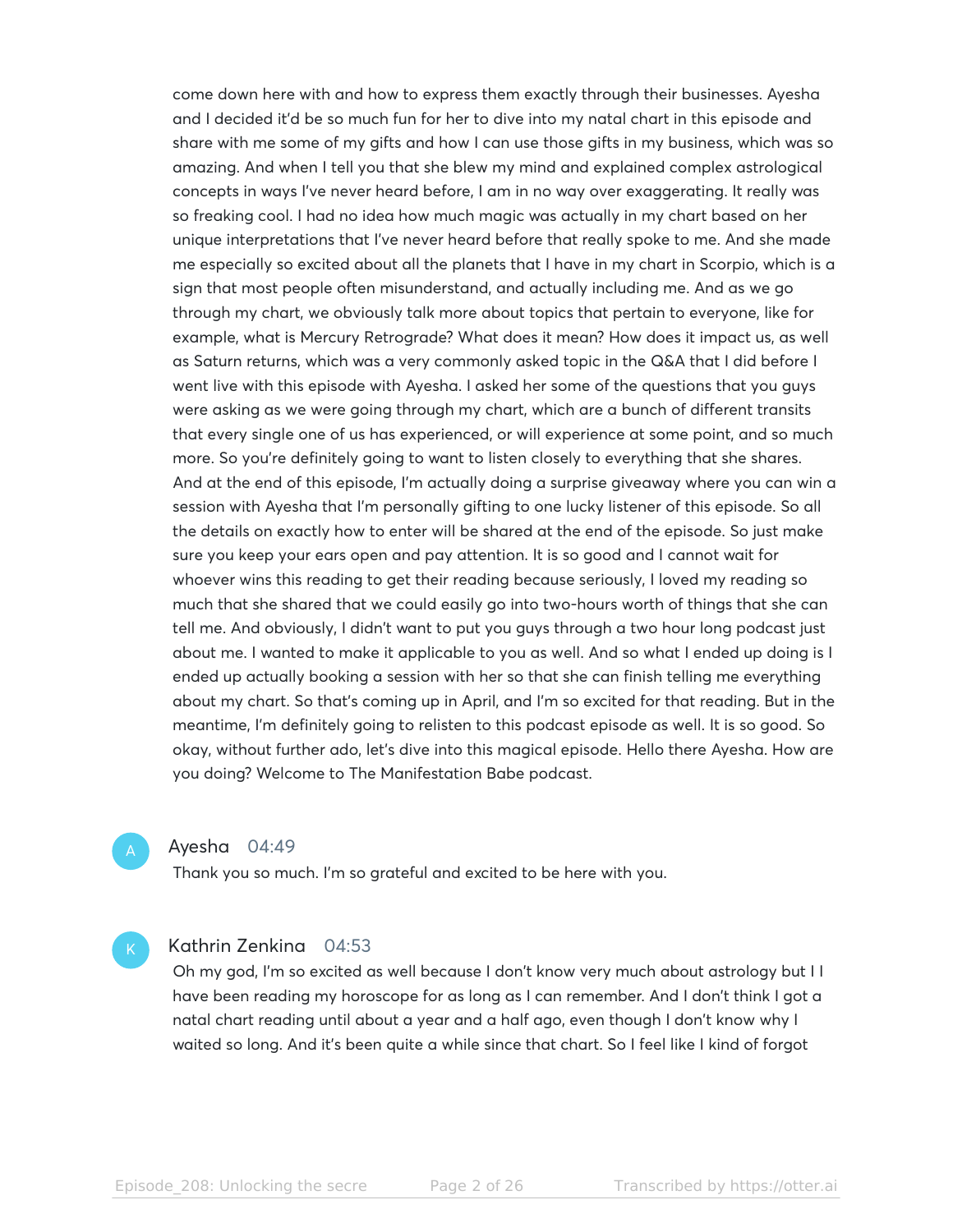come down here with and how to express them exactly through their businesses. Ayesha and I decided it'd be so much fun for her to dive into my natal chart in this episode and share with me some of my gifts and how I can use those gifts in my business, which was so amazing. And when I tell you that she blew my mind and explained complex astrological concepts in ways I've never heard before, I am in no way over exaggerating. It really was so freaking cool. I had no idea how much magic was actually in my chart based on her unique interpretations that I've never heard before that really spoke to me. And she made me especially so excited about all the planets that I have in my chart in Scorpio, which is a sign that most people often misunderstand, and actually including me. And as we go through my chart, we obviously talk more about topics that pertain to everyone, like for example, what is Mercury Retrograde? What does it mean? How does it impact us, as well as Saturn returns, which was a very commonly asked topic in the Q&A that I did before I went live with this episode with Ayesha. I asked her some of the questions that you guys were asking as we were going through my chart, which are a bunch of different transits that every single one of us has experienced, or will experience at some point, and so much more. So you're definitely going to want to listen closely to everything that she shares. And at the end of this episode, I'm actually doing a surprise giveaway where you can win a session with Ayesha that I'm personally gifting to one lucky listener of this episode. So all the details on exactly how to enter will be shared at the end of the episode. So just make sure you keep your ears open and pay attention. It is so good and I cannot wait for whoever wins this reading to get their reading because seriously, I loved my reading so much that she shared that we could easily go into two-hours worth of things that she can tell me. And obviously, I didn't want to put you guys through a two hour long podcast just about me. I wanted to make it applicable to you as well. And so what I ended up doing is I ended up actually booking a session with her so that she can finish telling me everything about my chart. So that's coming up in April, and I'm so excited for that reading. But in the meantime, I'm definitely going to relisten to this podcast episode as well. It is so good. So okay, without further ado, let's dive into this magical episode. Hello there Ayesha. How are you doing? Welcome to The Manifestation Babe podcast.

**Ayesha** 04:49

Thank you so much. I'm so grateful and excited to be here with you.

**Kathrin Zenkina** 04:53

Oh my god, I'm so excited as well because I don't know very much about astrology but I I have been reading my horoscope for as long as I can remember. And I don't think I got a natal chart reading until about a year and a half ago, even though I don't know why I waited so long. And it's been quite a while since that chart. So I feel like I kind of forgot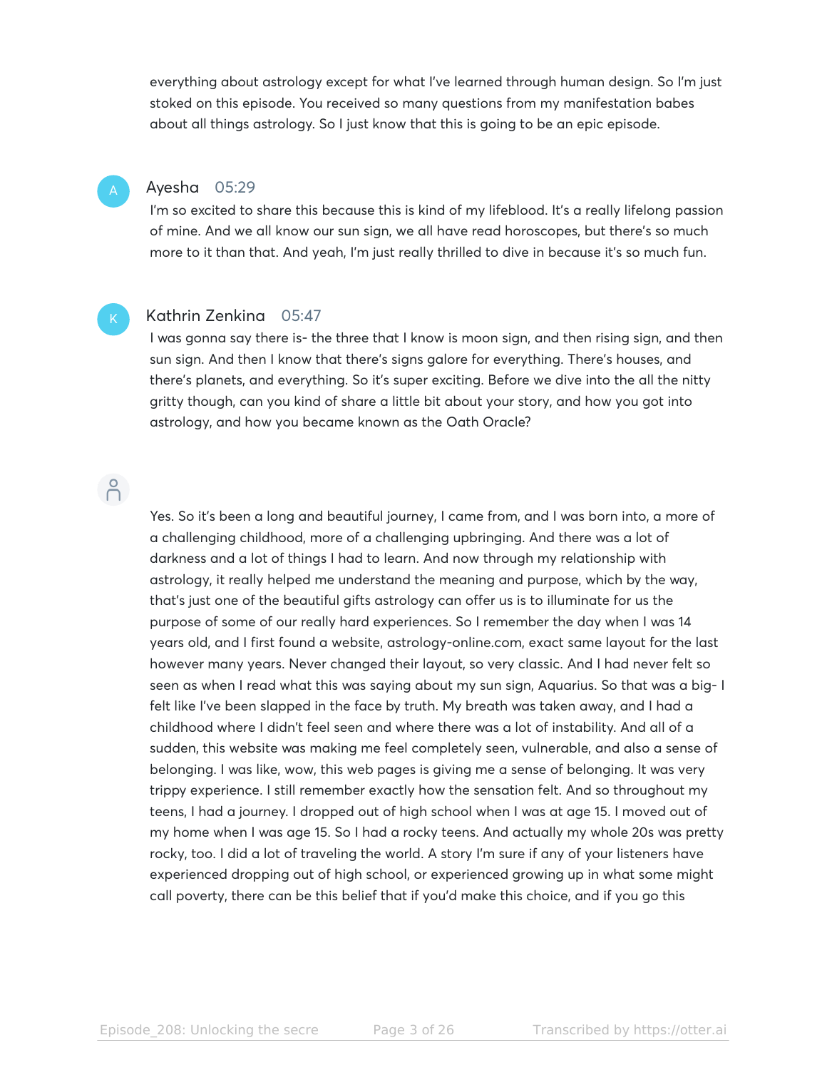everything about astrology except for what I've learned through human design. So I'm just stoked on this episode. You received so many questions from my manifestation babes about all things astrology. So I just know that this is going to be an epic episode.

**Ayesha** 05:29

I'm so excited to share this because this is kind of my lifeblood. It's a really lifelong passion of mine. And we all know our sun sign, we all have read horoscopes, but there's so much more to it than that. And yeah, I'm just really thrilled to dive in because it's so much fun.

**Kathrin Zenkina** 05:47

I was gonna say there is- the three that I know is moon sign, and then rising sign, and then sun sign. And then I know that there's signs galore for everything. There's houses, and there's planets, and everything. So it's super exciting. Before we dive into the all the nitty gritty though, can you kind of share a little bit about your story, and how you got into astrology, and how you became known as the Oath Oracle?

Yes. So it's been a long and beautiful journey, I came from, and I was born into, a more of a challenging childhood, more of a challenging upbringing. And there was a lot of darkness and a lot of things I had to learn. And now through my relationship with astrology, it really helped me understand the meaning and purpose, which by the way, that's just one of the beautiful gifts astrology can offer us is to illuminate for us the purpose of some of our really hard experiences. So I remember the day when I was 14 years old, and I first found a website, astrology-online.com, exact same layout for the last however many years. Never changed their layout, so very classic. And I had never felt so seen as when I read what this was saying about my sun sign, Aquarius. So that was a big- I felt like I've been slapped in the face by truth. My breath was taken away, and I had a childhood where I didn't feel seen and where there was a lot of instability. And all of a sudden, this website was making me feel completely seen, vulnerable, and also a sense of belonging. I was like, wow, this web pages is giving me a sense of belonging. It was very trippy experience. I still remember exactly how the sensation felt. And so throughout my teens, I had a journey. I dropped out of high school when I was at age 15. I moved out of my home when I was age 15. So I had a rocky teens. And actually my whole 20s was pretty rocky, too. I did a lot of traveling the world. A story I'm sure if any of your listeners have experienced dropping out of high school, or experienced growing up in what some might call poverty, there can be this belief that if you'd make this choice, and if you go this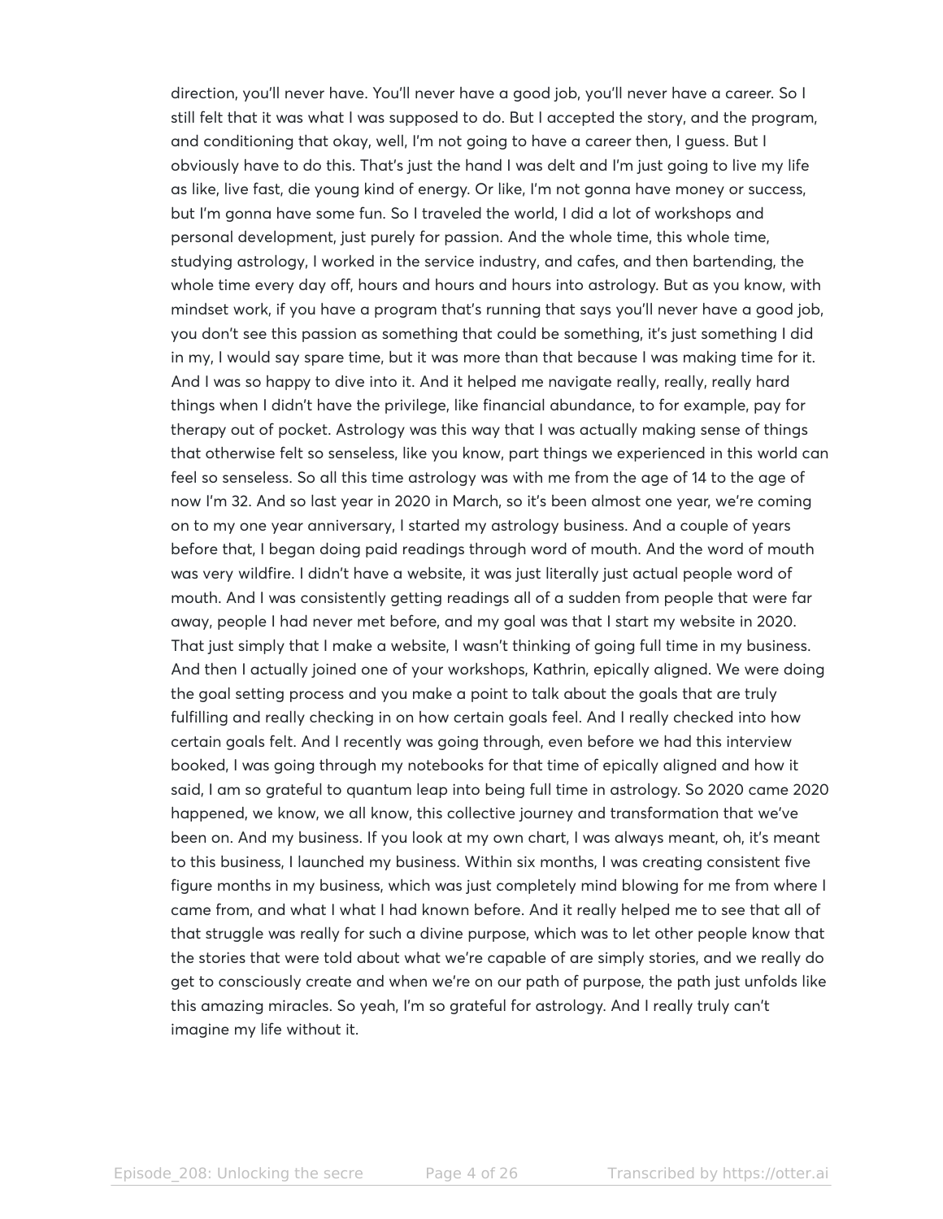direction, you'll never have. You'll never have a good job, you'll never have a career. So I still felt that it was what I was supposed to do. But I accepted the story, and the program, and conditioning that okay, well, I'm not going to have a career then, I guess. But I obviously have to do this. That's just the hand I was delt and I'm just going to live my life as like, live fast, die young kind of energy. Or like, I'm not gonna have money or success, but I'm gonna have some fun. So I traveled the world, I did a lot of workshops and personal development, just purely for passion. And the whole time, this whole time, studying astrology, I worked in the service industry, and cafes, and then bartending, the whole time every day off, hours and hours and hours into astrology. But as you know, with mindset work, if you have a program that's running that says you'll never have a good job, you don't see this passion as something that could be something, it's just something I did in my, I would say spare time, but it was more than that because I was making time for it. And I was so happy to dive into it. And it helped me navigate really, really, really hard things when I didn't have the privilege, like financial abundance, to for example, pay for therapy out of pocket. Astrology was this way that I was actually making sense of things that otherwise felt so senseless, like you know, part things we experienced in this world can feel so senseless. So all this time astrology was with me from the age of 14 to the age of now I'm 32. And so last year in 2020 in March, so it's been almost one year, we're coming on to my one year anniversary, I started my astrology business. And a couple of years before that, I began doing paid readings through word of mouth. And the word of mouth was very wildfire. I didn't have a website, it was just literally just actual people word of mouth. And I was consistently getting readings all of a sudden from people that were far away, people I had never met before, and my goal was that I start my website in 2020. That just simply that I make a website, I wasn't thinking of going full time in my business. And then I actually joined one of your workshops, Kathrin, epically aligned. We were doing the goal setting process and you make a point to talk about the goals that are truly fulfilling and really checking in on how certain goals feel. And I really checked into how certain goals felt. And I recently was going through, even before we had this interview booked, I was going through my notebooks for that time of epically aligned and how it said, I am so grateful to quantum leap into being full time in astrology. So 2020 came 2020 happened, we know, we all know, this collective journey and transformation that we've been on. And my business. If you look at my own chart, I was always meant, oh, it's meant to this business, I launched my business. Within six months, I was creating consistent five figure months in my business, which was just completely mind blowing for me from where I came from, and what I what I had known before. And it really helped me to see that all of that struggle was really for such a divine purpose, which was to let other people know that the stories that were told about what we're capable of are simply stories, and we really do get to consciously create and when we're on our path of purpose, the path just unfolds like this amazing miracles. So yeah, I'm so grateful for astrology. And I really truly can't imagine my life without it.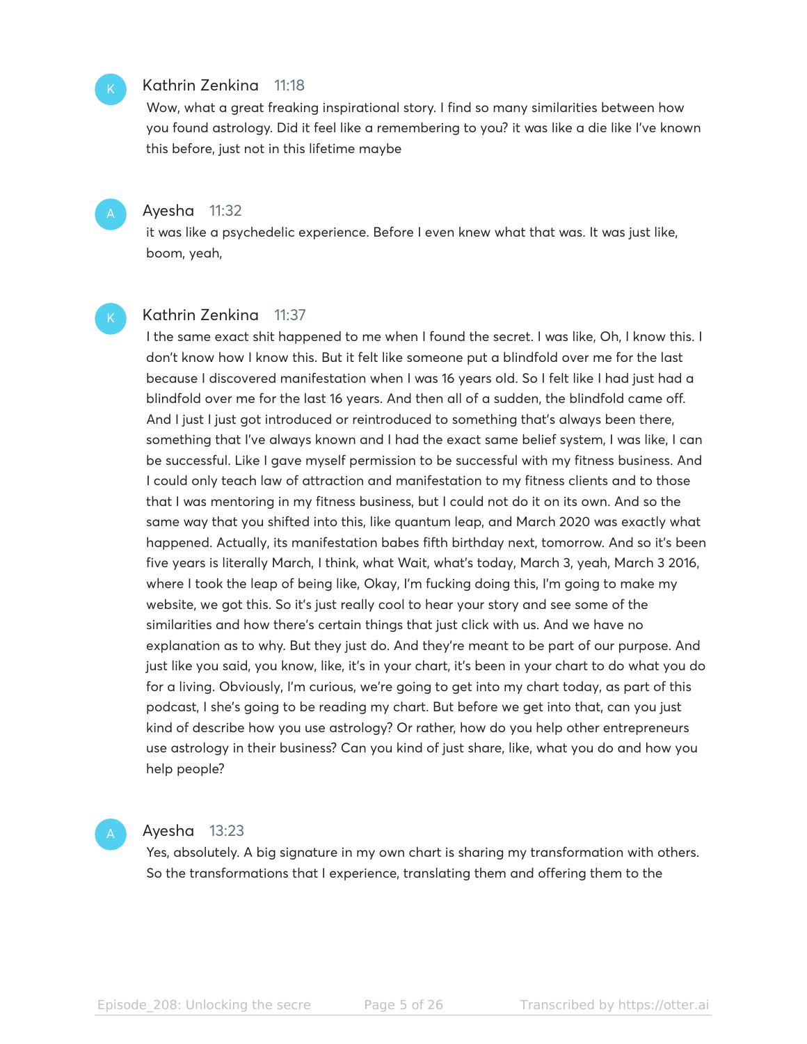**Kathrin Zenkina** 11:18

Wow, what a great freaking inspirational story. I find so many similarities between how you found astrology. Did it feel like a remembering to you? it was like a die like I've known this before, just not in this lifetime maybe

**Ayesha** 11:32

it was like a psychedelic experience. Before I even knew what that was. It was just like, boom, yeah,

**Kathrin Zenkina** 11:37

I the same exact shit happened to me when I found the secret. I was like, Oh, I know this. I don't know how I know this. But it felt like someone put a blindfold over me for the last because I discovered manifestation when I was 16 years old. So I felt like I had just had a blindfold over me for the last 16 years. And then all of a sudden, the blindfold came off. And I just I just got introduced or reintroduced to something that's always been there, something that I've always known and I had the exact same belief system, I was like, I can be successful. Like I gave myself permission to be successful with my fitness business. And I could only teach law of attraction and manifestation to my fitness clients and to those that I was mentoring in my fitness business, but I could not do it on its own. And so the same way that you shifted into this, like quantum leap, and March 2020 was exactly what happened. Actually, its manifestation babes fifth birthday next, tomorrow. And so it's been five years is literally March, I think, what Wait, what's today, March 3, yeah, March 3 2016, where I took the leap of being like, Okay, I'm fucking doing this, I'm going to make my website, we got this. So it's just really cool to hear your story and see some of the similarities and how there's certain things that just click with us. And we have no explanation as to why. But they just do. And they're meant to be part of our purpose. And just like you said, you know, like, it's in your chart, it's been in your chart to do what you do for a living. Obviously, I'm curious, we're going to get into my chart today, as part of this podcast, I she's going to be reading my chart. But before we get into that, can you just kind of describe how you use astrology? Or rather, how do you help other entrepreneurs use astrology in their business? Can you kind of just share, like, what you do and how you help people?

**Ayesha** 13:23

Yes, absolutely. A big signature in my own chart is sharing my transformation with others. So the transformations that I experience, translating them and offering them to the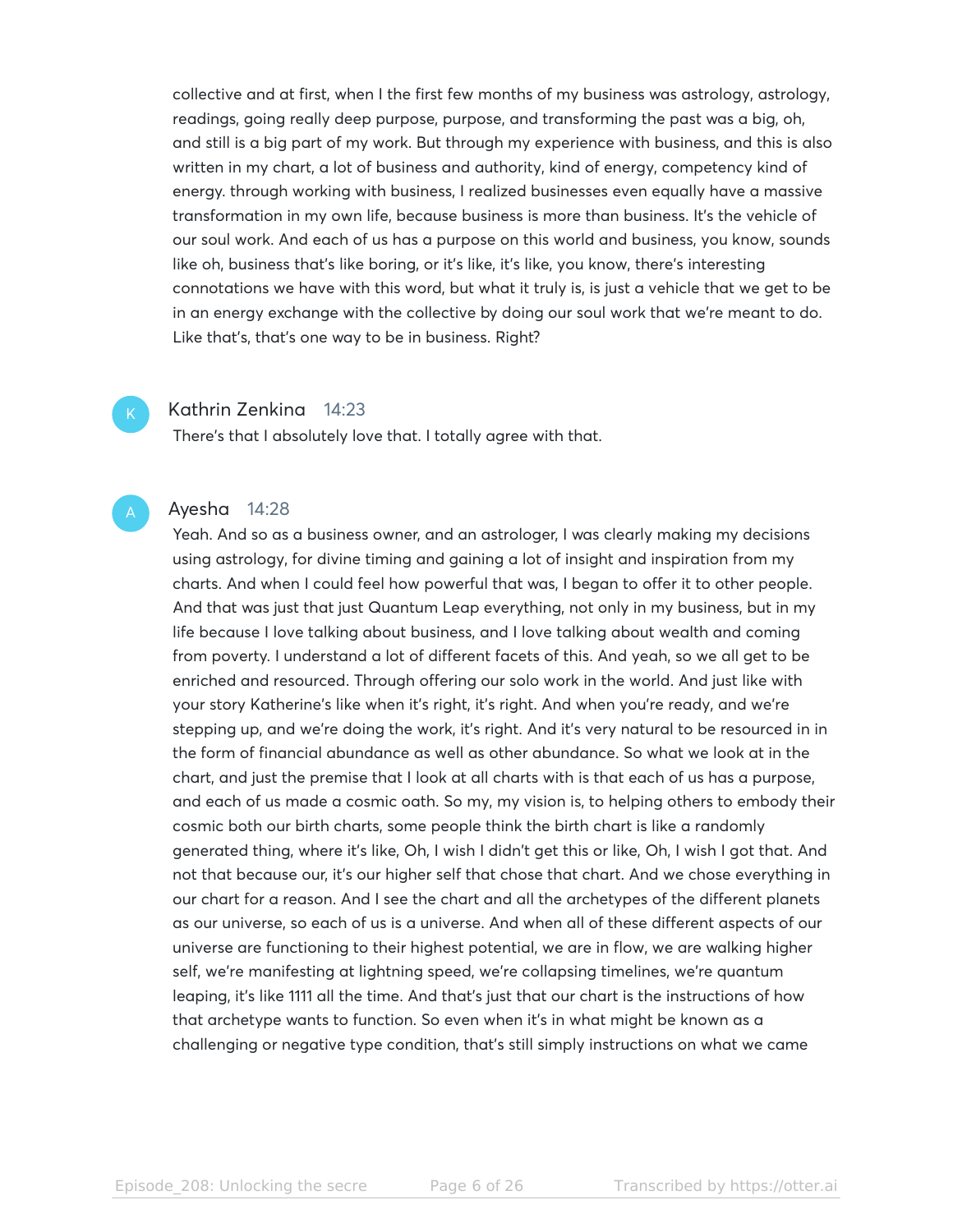collective and at first, when I the first few months of my business was astrology, astrology, readings, going really deep purpose, purpose, and transforming the past was a big, oh, and still is a big part of my work. But through my experience with business, and this is also written in my chart, a lot of business and authority, kind of energy, competency kind of energy. through working with business, I realized businesses even equally have a massive transformation in my own life, because business is more than business. It's the vehicle of our soul work. And each of us has a purpose on this world and business, you know, sounds like oh, business that's like boring, or it's like, it's like, you know, there's interesting connotations we have with this word, but what it truly is, is just a vehicle that we get to be in an energy exchange with the collective by doing our soul work that we're meant to do. Like that's, that's one way to be in business. Right?

**Kathrin Zenkina** 14:23

There's that I absolutely love that. I totally agree with that.

**Ayesha** 14:28

Yeah. And so as a business owner, and an astrologer, I was clearly making my decisions using astrology, for divine timing and gaining a lot of insight and inspiration from my charts. And when I could feel how powerful that was, I began to offer it to other people. And that was just that just Quantum Leap everything, not only in my business, but in my life because I love talking about business, and I love talking about wealth and coming from poverty. I understand a lot of different facets of this. And yeah, so we all get to be enriched and resourced. Through offering our solo work in the world. And just like with your story Katherine's like when it's right, it's right. And when you're ready, and we're stepping up, and we're doing the work, it's right. And it's very natural to be resourced in in the form of financial abundance as well as other abundance. So what we look at in the chart, and just the premise that I look at all charts with is that each of us has a purpose, and each of us made a cosmic oath. So my, my vision is, to helping others to embody their cosmic both our birth charts, some people think the birth chart is like a randomly generated thing, where it's like, Oh, I wish I didn't get this or like, Oh, I wish I got that. And not that because our, it's our higher self that chose that chart. And we chose everything in our chart for a reason. And I see the chart and all the archetypes of the different planets as our universe, so each of us is a universe. And when all of these different aspects of our universe are functioning to their highest potential, we are in flow, we are walking higher self, we're manifesting at lightning speed, we're collapsing timelines, we're quantum leaping, it's like 1111 all the time. And that's just that our chart is the instructions of how that archetype wants to function. So even when it's in what might be known as a challenging or negative type condition, that's still simply instructions on what we came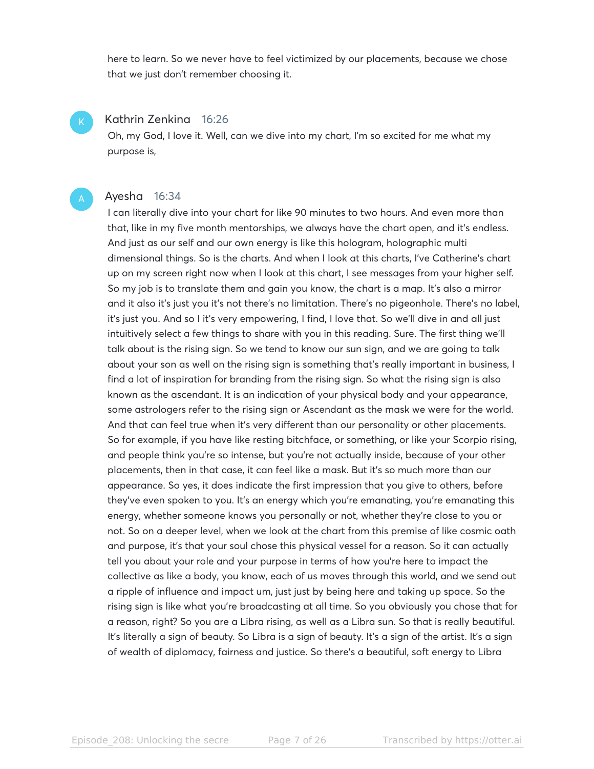here to learn. So we never have to feel victimized by our placements, because we chose that we just don't remember choosing it.

**Kathrin Zenkina** 16:26

Oh, my God, I love it. Well, can we dive into my chart, I'm so excited for me what my purpose is,

**Ayesha** 16:34

I can literally dive into your chart for like 90 minutes to two hours. And even more than that, like in my five month mentorships, we always have the chart open, and it's endless. And just as our self and our own energy is like this hologram, holographic multi dimensional things. So is the charts. And when I look at this charts, I've Catherine's chart up on my screen right now when I look at this chart, I see messages from your higher self. So my job is to translate them and gain you know, the chart is a map. It's also a mirror and it also it's just you it's not there's no limitation. There's no pigeonhole. There's no label, it's just you. And so I it's very empowering, I find, I love that. So we'll dive in and all just intuitively select a few things to share with you in this reading. Sure. The first thing we'll talk about is the rising sign. So we tend to know our sun sign, and we are going to talk about your son as well on the rising sign is something that's really important in business, I find a lot of inspiration for branding from the rising sign. So what the rising sign is also known as the ascendant. It is an indication of your physical body and your appearance, some astrologers refer to the rising sign or Ascendant as the mask we were for the world. And that can feel true when it's very different than our personality or other placements. So for example, if you have like resting bitchface, or something, or like your Scorpio rising, and people think you're so intense, but you're not actually inside, because of your other placements, then in that case, it can feel like a mask. But it's so much more than our appearance. So yes, it does indicate the first impression that you give to others, before they've even spoken to you. It's an energy which you're emanating, you're emanating this energy, whether someone knows you personally or not, whether they're close to you or not. So on a deeper level, when we look at the chart from this premise of like cosmic oath and purpose, it's that your soul chose this physical vessel for a reason. So it can actually tell you about your role and your purpose in terms of how you're here to impact the collective as like a body, you know, each of us moves through this world, and we send out a ripple of influence and impact um, just just by being here and taking up space. So the rising sign is like what you're broadcasting at all time. So you obviously you chose that for a reason, right? So you are a Libra rising, as well as a Libra sun. So that is really beautiful. It's literally a sign of beauty. So Libra is a sign of beauty. It's a sign of the artist. It's a sign of wealth of diplomacy, fairness and justice. So there's a beautiful, soft energy to Libra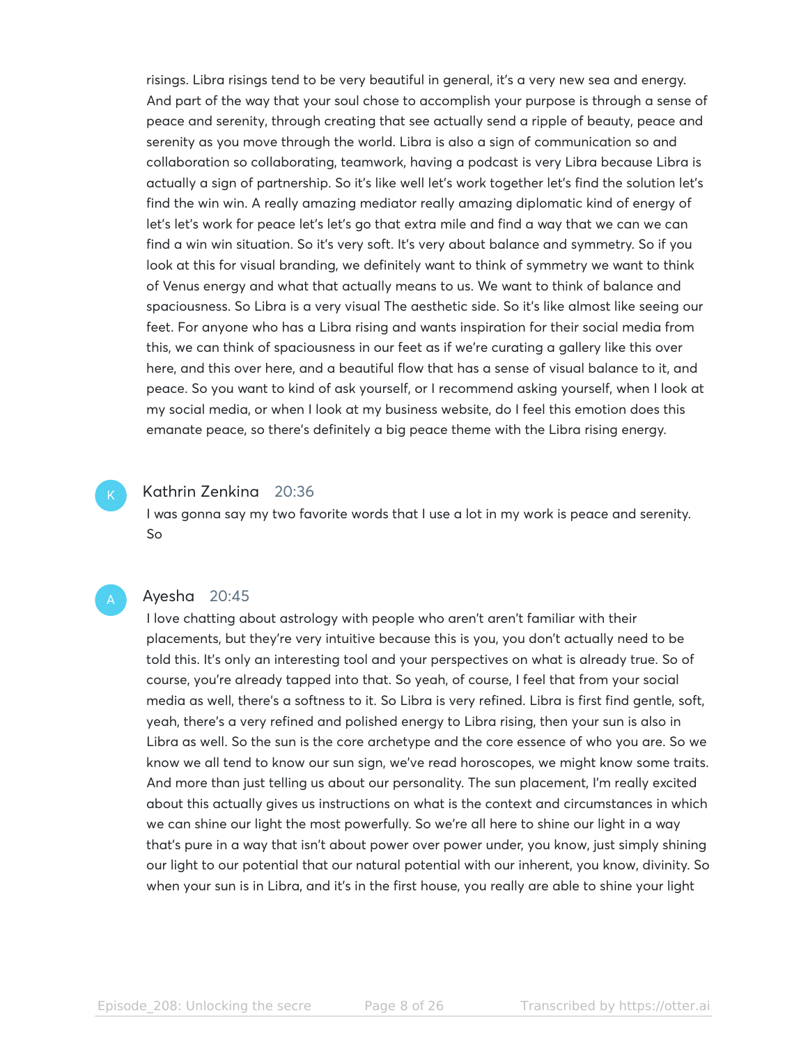risings. Libra risings tend to be very beautiful in general, it's a very new sea and energy. And part of the way that your soul chose to accomplish your purpose is through a sense of peace and serenity, through creating that see actually send a ripple of beauty, peace and serenity as you move through the world. Libra is also a sign of communication so and collaboration so collaborating, teamwork, having a podcast is very Libra because Libra is actually a sign of partnership. So it's like well let's work together let's find the solution let's find the win win. A really amazing mediator really amazing diplomatic kind of energy of let's let's work for peace let's let's go that extra mile and find a way that we can we can find a win win situation. So it's very soft. It's very about balance and symmetry. So if you look at this for visual branding, we definitely want to think of symmetry we want to think of Venus energy and what that actually means to us. We want to think of balance and spaciousness. So Libra is a very visual The aesthetic side. So it's like almost like seeing our feet. For anyone who has a Libra rising and wants inspiration for their social media from this, we can think of spaciousness in our feet as if we're curating a gallery like this over here, and this over here, and a beautiful flow that has a sense of visual balance to it, and peace. So you want to kind of ask yourself, or I recommend asking yourself, when I look at my social media, or when I look at my business website, do I feel this emotion does this emanate peace, so there's definitely a big peace theme with the Libra rising energy.

**Kathrin Zenkina** 20:36

I was gonna say my two favorite words that I use a lot in my work is peace and serenity. So

**Ayesha** 20:45

I love chatting about astrology with people who aren't aren't familiar with their placements, but they're very intuitive because this is you, you don't actually need to be told this. It's only an interesting tool and your perspectives on what is already true. So of course, you're already tapped into that. So yeah, of course, I feel that from your social media as well, there's a softness to it. So Libra is very refined. Libra is first find gentle, soft, yeah, there's a very refined and polished energy to Libra rising, then your sun is also in Libra as well. So the sun is the core archetype and the core essence of who you are. So we know we all tend to know our sun sign, we've read horoscopes, we might know some traits. And more than just telling us about our personality. The sun placement, I'm really excited about this actually gives us instructions on what is the context and circumstances in which we can shine our light the most powerfully. So we're all here to shine our light in a way that's pure in a way that isn't about power over power under, you know, just simply shining our light to our potential that our natural potential with our inherent, you know, divinity. So when your sun is in Libra, and it's in the first house, you really are able to shine your light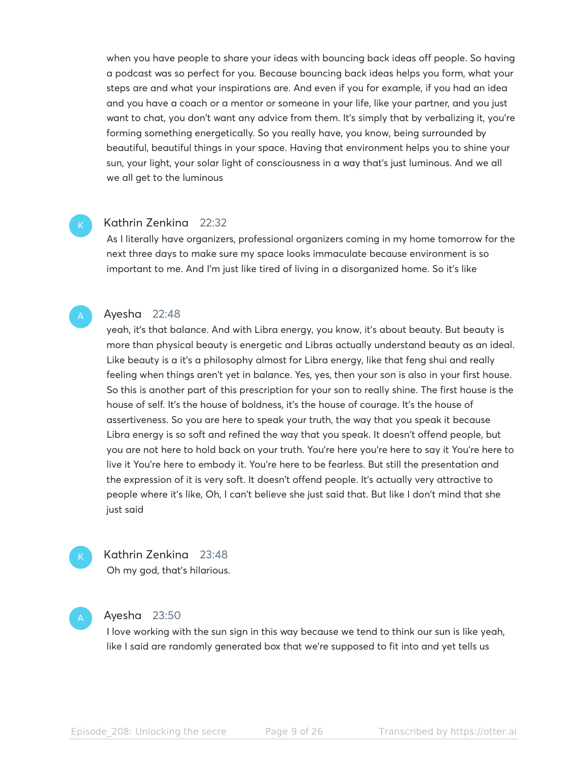when you have people to share your ideas with bouncing back ideas off people. So having a podcast was so perfect for you. Because bouncing back ideas helps you form, what your steps are and what your inspirations are. And even if you for example, if you had an idea and you have a coach or a mentor or someone in your life, like your partner, and you just want to chat, you don't want any advice from them. It's simply that by verbalizing it, you're forming something energetically. So you really have, you know, being surrounded by beautiful, beautiful things in your space. Having that environment helps you to shine your sun, your light, your solar light of consciousness in a way that's just luminous. And we all we all get to the luminous

**Kathrin Zenkina** 22:32

As I literally have organizers, professional organizers coming in my home tomorrow for the next three days to make sure my space looks immaculate because environment is so important to me. And I'm just like tired of living in a disorganized home. So it's like

**Ayesha** 22:48

yeah, it's that balance. And with Libra energy, you know, it's about beauty. But beauty is more than physical beauty is energetic and Libras actually understand beauty as an ideal. Like beauty is a it's a philosophy almost for Libra energy, like that feng shui and really feeling when things aren't yet in balance. Yes, yes, then your son is also in your first house. So this is another part of this prescription for your son to really shine. The first house is the house of self. It's the house of boldness, it's the house of courage. It's the house of assertiveness. So you are here to speak your truth, the way that you speak it because Libra energy is so soft and refined the way that you speak. It doesn't offend people, but you are not here to hold back on your truth. You're here you're here to say it You're here to live it You're here to embody it. You're here to be fearless. But still the presentation and the expression of it is very soft. It doesn't offend people. It's actually very attractive to people where it's like, Oh, I can't believe she just said that. But like I don't mind that she just said

**Kathrin Zenkina** 23:48

Oh my god, that's hilarious.

**Ayesha** 23:50

I love working with the sun sign in this way because we tend to think our sun is like yeah, like I said are randomly generated box that we're supposed to fit into and yet tells us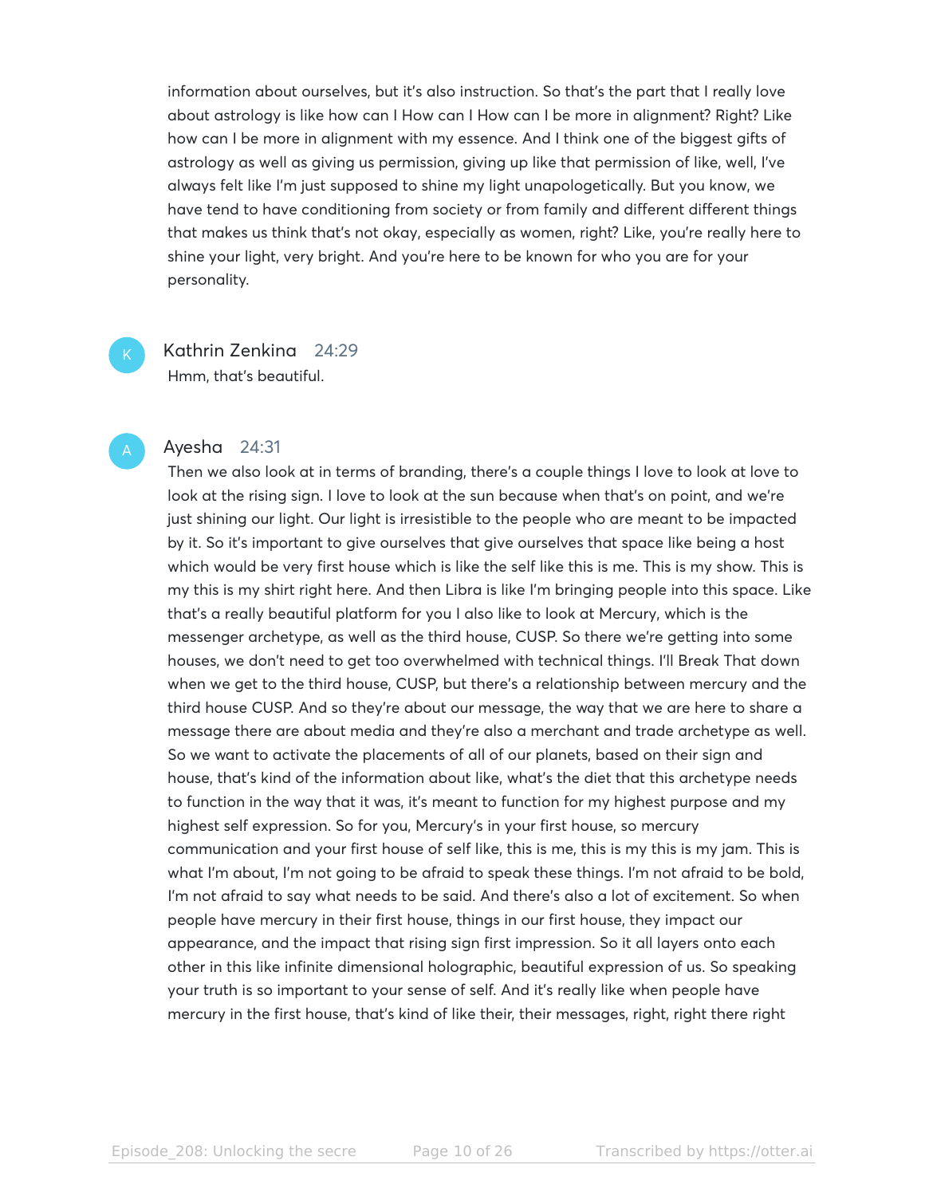information about ourselves, but it's also instruction. So that's the part that I really love about astrology is like how can I How can I How can I be more in alignment? Right? Like how can I be more in alignment with my essence. And I think one of the biggest gifts of astrology as well as giving us permission, giving up like that permission of like, well, I've always felt like I'm just supposed to shine my light unapologetically. But you know, we have tend to have conditioning from society or from family and different different things that makes us think that's not okay, especially as women, right? Like, you're really here to shine your light, very bright. And you're here to be known for who you are for your personality.

**Kathrin Zenkina** 24:29
Hmm, that's beautiful.

**Ayesha** 24:31
Then we also look at in terms of branding, there's a couple things I love to look at love to look at the rising sign. I love to look at the sun because when that's on point, and we're just shining our light. Our light is irresistible to the people who are meant to be impacted by it. So it's important to give ourselves that give ourselves that space like being a host which would be very first house which is like the self like this is me. This is my show. This is my this is my shirt right here. And then Libra is like I'm bringing people into this space. Like that's a really beautiful platform for you I also like to look at Mercury, which is the messenger archetype, as well as the third house, CUSP. So there we're getting into some houses, we don't need to get too overwhelmed with technical things. I'll Break That down when we get to the third house, CUSP, but there's a relationship between mercury and the third house CUSP. And so they're about our message, the way that we are here to share a message there are about media and they're also a merchant and trade archetype as well. So we want to activate the placements of all of our planets, based on their sign and house, that's kind of the information about like, what's the diet that this archetype needs to function in the way that it was, it's meant to function for my highest purpose and my highest self expression. So for you, Mercury's in your first house, so mercury communication and your first house of self like, this is me, this is my this is my jam. This is what I'm about, I'm not going to be afraid to speak these things. I'm not afraid to be bold, I'm not afraid to say what needs to be said. And there's also a lot of excitement. So when people have mercury in their first house, things in our first house, they impact our appearance, and the impact that rising sign first impression. So it all layers onto each other in this like infinite dimensional holographic, beautiful expression of us. So speaking your truth is so important to your sense of self. And it's really like when people have mercury in the first house, that's kind of like their, their messages, right, right there right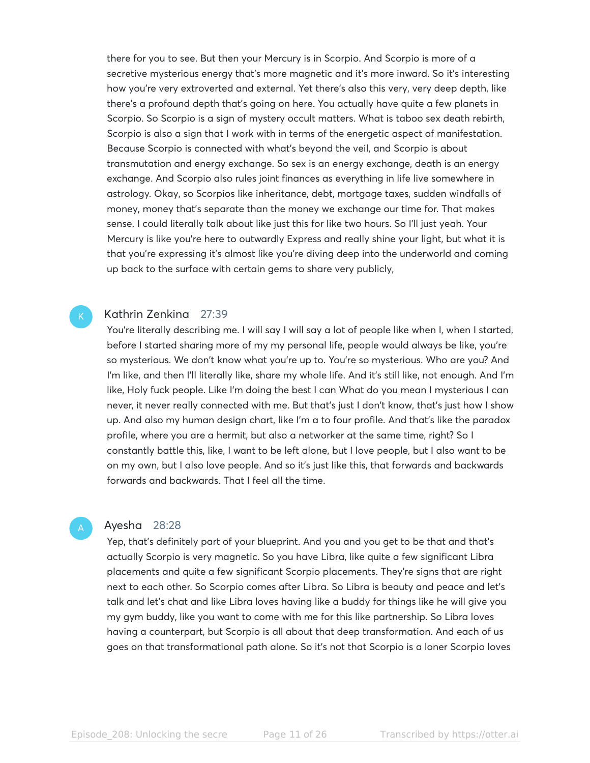there for you to see. But then your Mercury is in Scorpio. And Scorpio is more of a secretive mysterious energy that's more magnetic and it's more inward. So it's interesting how you're very extroverted and external. Yet there's also this very, very deep depth, like there's a profound depth that's going on here. You actually have quite a few planets in Scorpio. So Scorpio is a sign of mystery occult matters. What is taboo sex death rebirth, Scorpio is also a sign that I work with in terms of the energetic aspect of manifestation. Because Scorpio is connected with what's beyond the veil, and Scorpio is about transmutation and energy exchange. So sex is an energy exchange, death is an energy exchange. And Scorpio also rules joint finances as everything in life live somewhere in astrology. Okay, so Scorpios like inheritance, debt, mortgage taxes, sudden windfalls of money, money that's separate than the money we exchange our time for. That makes sense. I could literally talk about like just this for like two hours. So I'll just yeah. Your Mercury is like you're here to outwardly Express and really shine your light, but what it is that you're expressing it's almost like you're diving deep into the underworld and coming up back to the surface with certain gems to share very publicly,

### Kathrin Zenkina 27:39

You're literally describing me. I will say I will say a lot of people like when I, when I started, before I started sharing more of my my personal life, people would always be like, you're so mysterious. We don't know what you're up to. You're so mysterious. Who are you? And I'm like, and then I'll literally like, share my whole life. And it's still like, not enough. And I'm like, Holy fuck people. Like I'm doing the best I can What do you mean I mysterious I can never, it never really connected with me. But that's just I don't know, that's just how I show up. And also my human design chart, like I'm a to four profile. And that's like the paradox profile, where you are a hermit, but also a networker at the same time, right? So I constantly battle this, like, I want to be left alone, but I love people, but I also want to be on my own, but I also love people. And so it's just like this, that forwards and backwards forwards and backwards. That I feel all the time.

### Ayesha 28:28

Yep, that's definitely part of your blueprint. And you and you get to be that and that's actually Scorpio is very magnetic. So you have Libra, like quite a few significant Libra placements and quite a few significant Scorpio placements. They're signs that are right next to each other. So Scorpio comes after Libra. So Libra is beauty and peace and let's talk and let's chat and like Libra loves having like a buddy for things like he will give you my gym buddy, like you want to come with me for this like partnership. So Libra loves having a counterpart, but Scorpio is all about that deep transformation. And each of us goes on that transformational path alone. So it's not that Scorpio is a loner Scorpio loves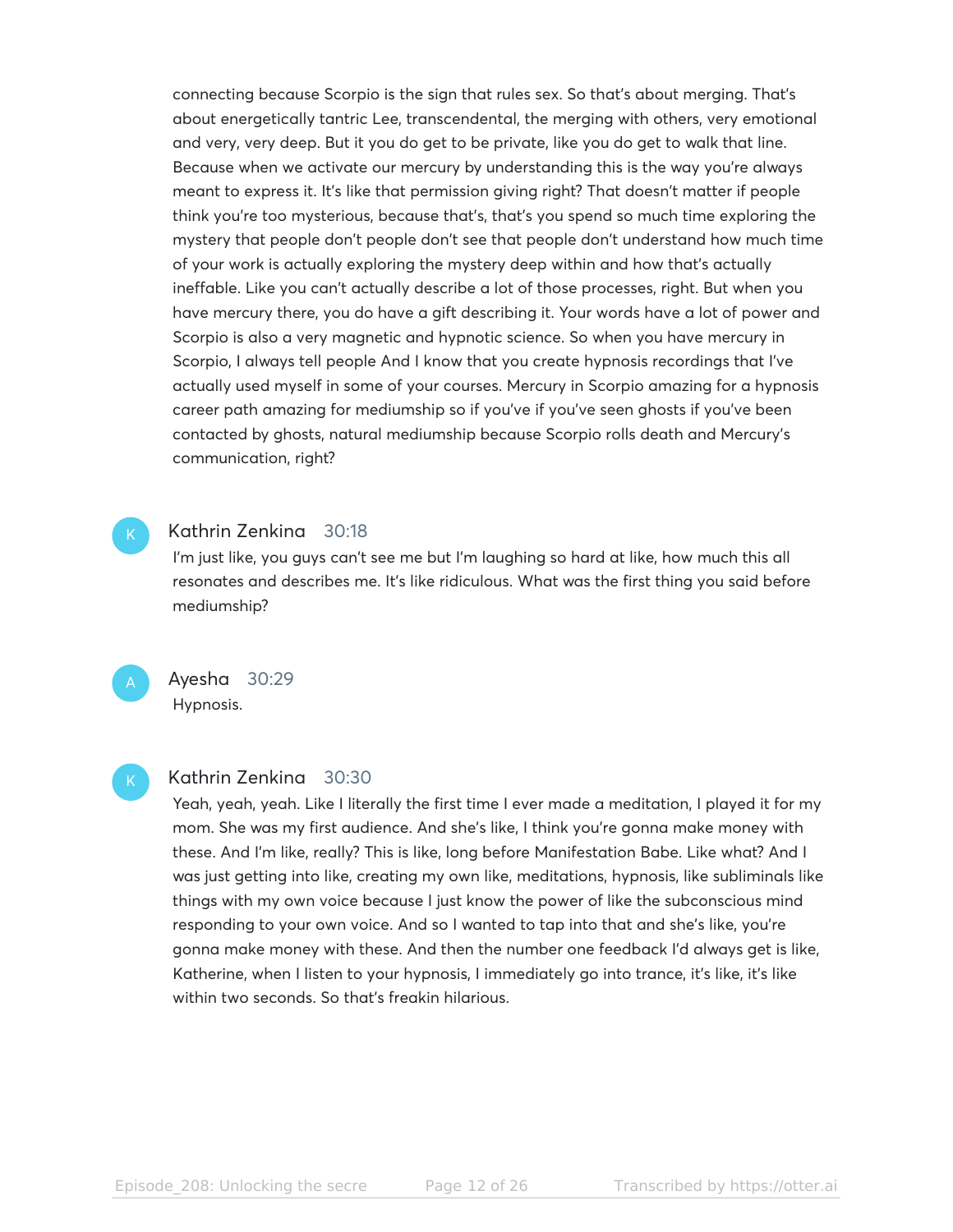connecting because Scorpio is the sign that rules sex. So that's about merging. That's about energetically tantric Lee, transcendental, the merging with others, very emotional and very, very deep. But it you do get to be private, like you do get to walk that line. Because when we activate our mercury by understanding this is the way you're always meant to express it. It's like that permission giving right? That doesn't matter if people think you're too mysterious, because that's, that's you spend so much time exploring the mystery that people don't people don't see that people don't understand how much time of your work is actually exploring the mystery deep within and how that's actually ineffable. Like you can't actually describe a lot of those processes, right. But when you have mercury there, you do have a gift describing it. Your words have a lot of power and Scorpio is also a very magnetic and hypnotic science. So when you have mercury in Scorpio, I always tell people And I know that you create hypnosis recordings that I've actually used myself in some of your courses. Mercury in Scorpio amazing for a hypnosis career path amazing for mediumship so if you've if you've seen ghosts if you've been contacted by ghosts, natural mediumship because Scorpio rolls death and Mercury's communication, right?

**Kathrin Zenkina** 30:18

I'm just like, you guys can't see me but I'm laughing so hard at like, how much this all resonates and describes me. It's like ridiculous. What was the first thing you said before mediumship?

**Ayesha** 30:29

Hypnosis.

**Kathrin Zenkina** 30:30

Yeah, yeah, yeah. Like I literally the first time I ever made a meditation, I played it for my mom. She was my first audience. And she's like, I think you're gonna make money with these. And I'm like, really? This is like, long before Manifestation Babe. Like what? And I was just getting into like, creating my own like, meditations, hypnosis, like subliminals like things with my own voice because I just know the power of like the subconscious mind responding to your own voice. And so I wanted to tap into that and she's like, you're gonna make money with these. And then the number one feedback I'd always get is like, Katherine, when I listen to your hypnosis, I immediately go into trance, it's like, it's like within two seconds. So that's freakin hilarious.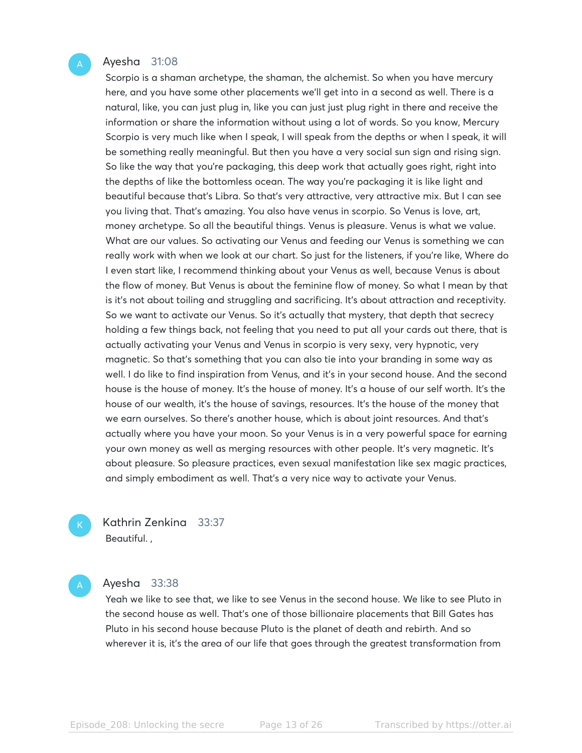**Ayesha** 31:08

Scorpio is a shaman archetype, the shaman, the alchemist. So when you have mercury here, and you have some other placements we'll get into in a second as well. There is a natural, like, you can just plug in, like you can just just plug right in there and receive the information or share the information without using a lot of words. So you know, Mercury Scorpio is very much like when I speak, I will speak from the depths or when I speak, it will be something really meaningful. But then you have a very social sun sign and rising sign. So like the way that you're packaging, this deep work that actually goes right, right into the depths of like the bottomless ocean. The way you're packaging it is like light and beautiful because that's Libra. So that's very attractive, very attractive mix. But I can see you living that. That's amazing. You also have venus in scorpio. So Venus is love, art, money archetype. So all the beautiful things. Venus is pleasure. Venus is what we value. What are our values. So activating our Venus and feeding our Venus is something we can really work with when we look at our chart. So just for the listeners, if you're like, Where do I even start like, I recommend thinking about your Venus as well, because Venus is about the flow of money. But Venus is about the feminine flow of money. So what I mean by that is it's not about toiling and struggling and sacrificing. It's about attraction and receptivity. So we want to activate our Venus. So it's actually that mystery, that depth that secrecy holding a few things back, not feeling that you need to put all your cards out there, that is actually activating your Venus and Venus in scorpio is very sexy, very hypnotic, very magnetic. So that's something that you can also tie into your branding in some way as well. I do like to find inspiration from Venus, and it's in your second house. And the second house is the house of money. It's the house of money. It's a house of our self worth. It's the house of our wealth, it's the house of savings, resources. It's the house of the money that we earn ourselves. So there's another house, which is about joint resources. And that's actually where you have your moon. So your Venus is in a very powerful space for earning your own money as well as merging resources with other people. It's very magnetic. It's about pleasure. So pleasure practices, even sexual manifestation like sex magic practices, and simply embodiment as well. That's a very nice way to activate your Venus.

**Kathrin Zenkina** 33:37

Beautiful. ,

**Ayesha** 33:38

Yeah we like to see that, we like to see Venus in the second house. We like to see Pluto in the second house as well. That's one of those billionaire placements that Bill Gates has Pluto in his second house because Pluto is the planet of death and rebirth. And so wherever it is, it's the area of our life that goes through the greatest transformation from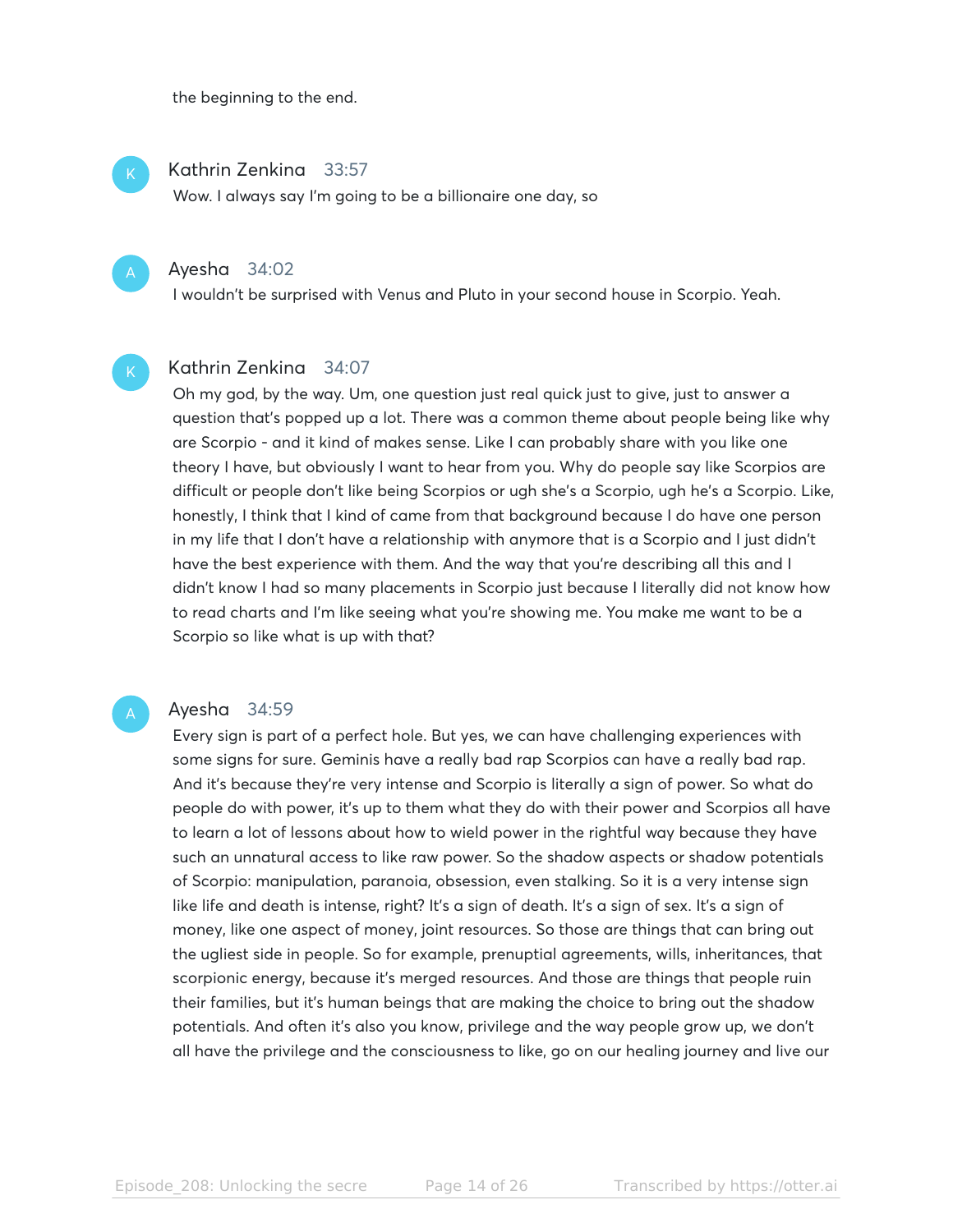the beginning to the end.

**Kathrin Zenkina** 33:57
Wow. I always say I'm going to be a billionaire one day, so

**Ayesha** 34:02
I wouldn't be surprised with Venus and Pluto in your second house in Scorpio. Yeah.

**Kathrin Zenkina** 34:07
Oh my god, by the way. Um, one question just real quick just to give, just to answer a question that's popped up a lot. There was a common theme about people being like why are Scorpio - and it kind of makes sense. Like I can probably share with you like one theory I have, but obviously I want to hear from you. Why do people say like Scorpios are difficult or people don't like being Scorpios or ugh she's a Scorpio, ugh he's a Scorpio. Like, honestly, I think that I kind of came from that background because I do have one person in my life that I don't have a relationship with anymore that is a Scorpio and I just didn't have the best experience with them. And the way that you're describing all this and I didn't know I had so many placements in Scorpio just because I literally did not know how to read charts and I'm like seeing what you're showing me. You make me want to be a Scorpio so like what is up with that?

**Ayesha** 34:59
Every sign is part of a perfect hole. But yes, we can have challenging experiences with some signs for sure. Geminis have a really bad rap Scorpios can have a really bad rap. And it's because they're very intense and Scorpio is literally a sign of power. So what do people do with power, it's up to them what they do with their power and Scorpios all have to learn a lot of lessons about how to wield power in the rightful way because they have such an unnatural access to like raw power. So the shadow aspects or shadow potentials of Scorpio: manipulation, paranoia, obsession, even stalking. So it is a very intense sign like life and death is intense, right? It's a sign of death. It's a sign of sex. It's a sign of money, like one aspect of money, joint resources. So those are things that can bring out the ugliest side in people. So for example, prenuptial agreements, wills, inheritances, that scorpionic energy, because it's merged resources. And those are things that people ruin their families, but it's human beings that are making the choice to bring out the shadow potentials. And often it's also you know, privilege and the way people grow up, we don't all have the privilege and the consciousness to like, go on our healing journey and live our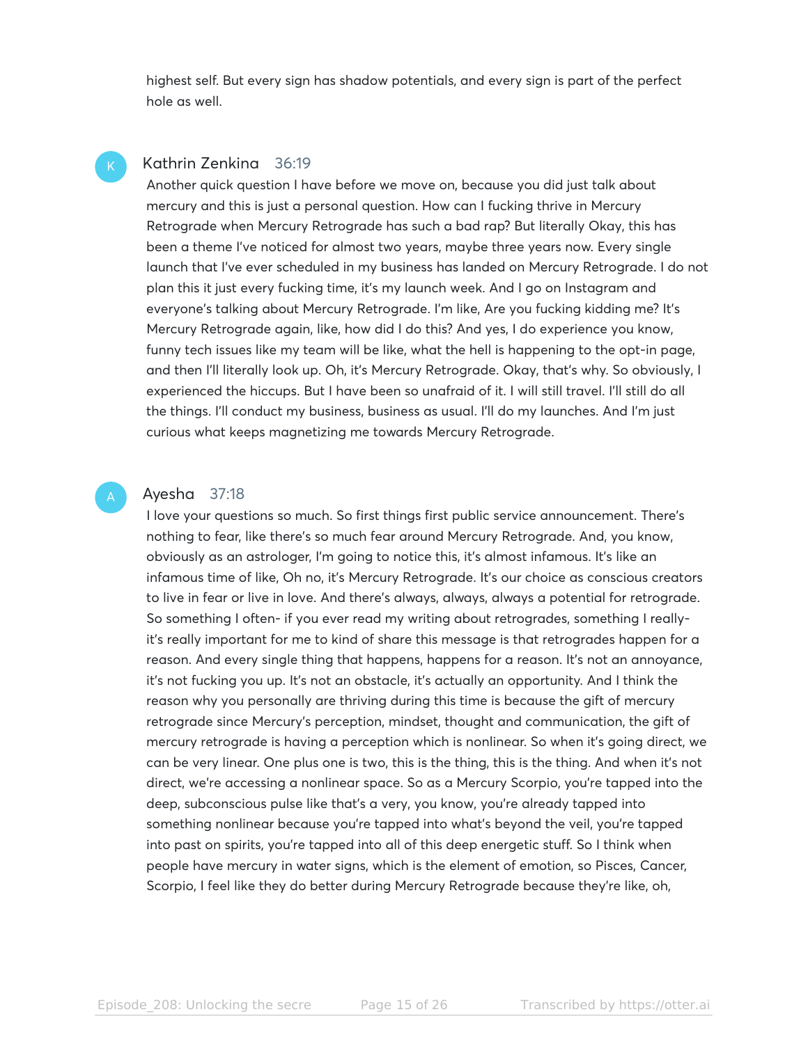highest self. But every sign has shadow potentials, and every sign is part of the perfect hole as well.

**Kathrin Zenkina** 36:19

Another quick question I have before we move on, because you did just talk about mercury and this is just a personal question. How can I fucking thrive in Mercury Retrograde when Mercury Retrograde has such a bad rap? But literally Okay, this has been a theme I've noticed for almost two years, maybe three years now. Every single launch that I've ever scheduled in my business has landed on Mercury Retrograde. I do not plan this it just every fucking time, it's my launch week. And I go on Instagram and everyone's talking about Mercury Retrograde. I'm like, Are you fucking kidding me? It's Mercury Retrograde again, like, how did I do this? And yes, I do experience you know, funny tech issues like my team will be like, what the hell is happening to the opt-in page, and then I'll literally look up. Oh, it's Mercury Retrograde. Okay, that's why. So obviously, I experienced the hiccups. But I have been so unafraid of it. I will still travel. I'll still do all the things. I'll conduct my business, business as usual. I'll do my launches. And I'm just curious what keeps magnetizing me towards Mercury Retrograde.

**Ayesha** 37:18

I love your questions so much. So first things first public service announcement. There's nothing to fear, like there's so much fear around Mercury Retrograde. And, you know, obviously as an astrologer, I'm going to notice this, it's almost infamous. It's like an infamous time of like, Oh no, it's Mercury Retrograde. It's our choice as conscious creators to live in fear or live in love. And there's always, always, always a potential for retrograde. So something I often- if you ever read my writing about retrogrades, something I really- it's really important for me to kind of share this message is that retrogrades happen for a reason. And every single thing that happens, happens for a reason. It's not an annoyance, it's not fucking you up. It's not an obstacle, it's actually an opportunity. And I think the reason why you personally are thriving during this time is because the gift of mercury retrograde since Mercury's perception, mindset, thought and communication, the gift of mercury retrograde is having a perception which is nonlinear. So when it's going direct, we can be very linear. One plus one is two, this is the thing, this is the thing. And when it's not direct, we're accessing a nonlinear space. So as a Mercury Scorpio, you're tapped into the deep, subconscious pulse like that's a very, you know, you're already tapped into something nonlinear because you're tapped into what's beyond the veil, you're tapped into past on spirits, you're tapped into all of this deep energetic stuff. So I think when people have mercury in water signs, which is the element of emotion, so Pisces, Cancer, Scorpio, I feel like they do better during Mercury Retrograde because they're like, oh,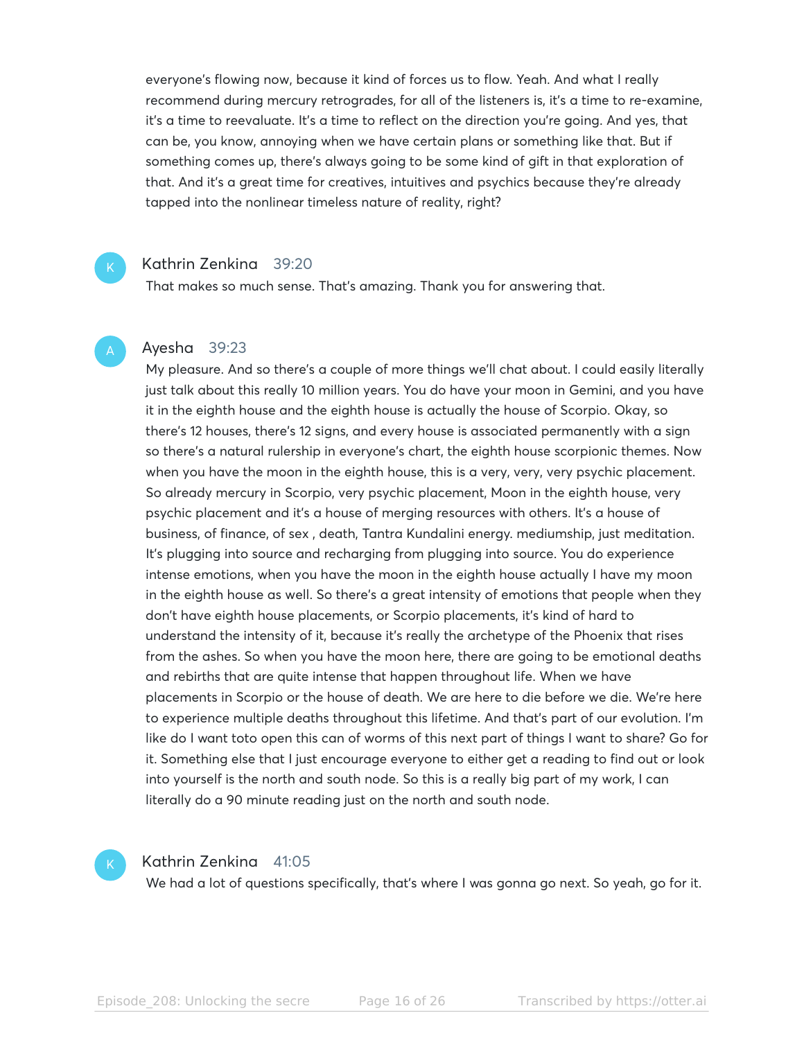everyone's flowing now, because it kind of forces us to flow. Yeah. And what I really recommend during mercury retrogrades, for all of the listeners is, it's a time to re-examine, it's a time to reevaluate. It's a time to reflect on the direction you're going. And yes, that can be, you know, annoying when we have certain plans or something like that. But if something comes up, there's always going to be some kind of gift in that exploration of that. And it's a great time for creatives, intuitives and psychics because they're already tapped into the nonlinear timeless nature of reality, right?

K

Kathrin Zenkina 39:20

That makes so much sense. That's amazing. Thank you for answering that.

A

Ayesha 39:23

My pleasure. And so there's a couple of more things we'll chat about. I could easily literally just talk about this really 10 million years. You do have your moon in Gemini, and you have it in the eighth house and the eighth house is actually the house of Scorpio. Okay, so there's 12 houses, there's 12 signs, and every house is associated permanently with a sign so there's a natural rulership in everyone's chart, the eighth house scorpionic themes. Now when you have the moon in the eighth house, this is a very, very, very psychic placement. So already mercury in Scorpio, very psychic placement, Moon in the eighth house, very psychic placement and it's a house of merging resources with others. It's a house of business, of finance, of sex , death, Tantra Kundalini energy. mediumship, just meditation. It's plugging into source and recharging from plugging into source. You do experience intense emotions, when you have the moon in the eighth house actually I have my moon in the eighth house as well. So there's a great intensity of emotions that people when they don't have eighth house placements, or Scorpio placements, it's kind of hard to understand the intensity of it, because it's really the archetype of the Phoenix that rises from the ashes. So when you have the moon here, there are going to be emotional deaths and rebirths that are quite intense that happen throughout life. When we have placements in Scorpio or the house of death. We are here to die before we die. We're here to experience multiple deaths throughout this lifetime. And that's part of our evolution. I'm like do I want toto open this can of worms of this next part of things I want to share? Go for it. Something else that I just encourage everyone to either get a reading to find out or look into yourself is the north and south node. So this is a really big part of my work, I can literally do a 90 minute reading just on the north and south node.

K

Kathrin Zenkina 41:05

We had a lot of questions specifically, that's where I was gonna go next. So yeah, go for it.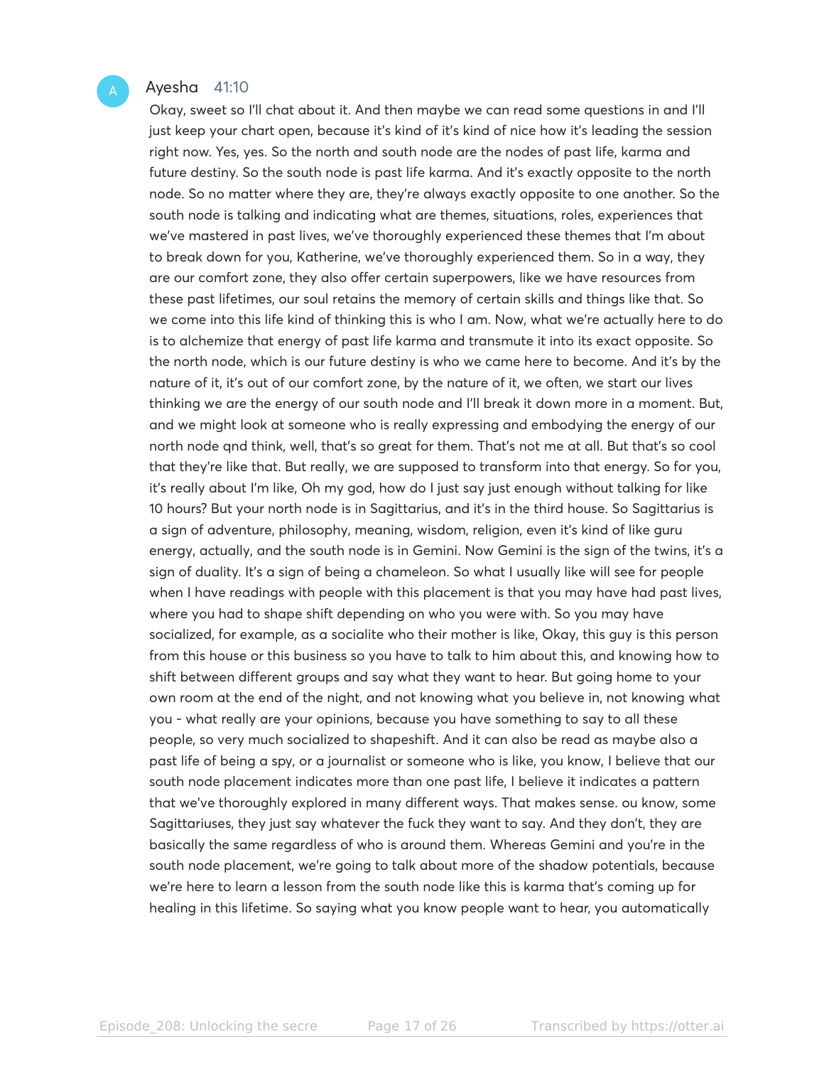Ayesha 41:10

Okay, sweet so I'll chat about it. And then maybe we can read some questions in and I'll just keep your chart open, because it's kind of it's kind of nice how it's leading the session right now. Yes, yes. So the north and south node are the nodes of past life, karma and future destiny. So the south node is past life karma. And it's exactly opposite to the north node. So no matter where they are, they're always exactly opposite to one another. So the south node is talking and indicating what are themes, situations, roles, experiences that we've mastered in past lives, we've thoroughly experienced these themes that I'm about to break down for you, Katherine, we've thoroughly experienced them. So in a way, they are our comfort zone, they also offer certain superpowers, like we have resources from these past lifetimes, our soul retains the memory of certain skills and things like that. So we come into this life kind of thinking this is who I am. Now, what we're actually here to do is to alchemize that energy of past life karma and transmute it into its exact opposite. So the north node, which is our future destiny is who we came here to become. And it's by the nature of it, it's out of our comfort zone, by the nature of it, we often, we start our lives thinking we are the energy of our south node and I'll break it down more in a moment. But, and we might look at someone who is really expressing and embodying the energy of our north node qnd think, well, that's so great for them. That's not me at all. But that's so cool that they're like that. But really, we are supposed to transform into that energy. So for you, it's really about I'm like, Oh my god, how do I just say just enough without talking for like 10 hours? But your north node is in Sagittarius, and it's in the third house. So Sagittarius is a sign of adventure, philosophy, meaning, wisdom, religion, even it's kind of like guru energy, actually, and the south node is in Gemini. Now Gemini is the sign of the twins, it's a sign of duality. It's a sign of being a chameleon. So what I usually like will see for people when I have readings with people with this placement is that you may have had past lives, where you had to shape shift depending on who you were with. So you may have socialized, for example, as a socialite who their mother is like, Okay, this guy is this person from this house or this business so you have to talk to him about this, and knowing how to shift between different groups and say what they want to hear. But going home to your own room at the end of the night, and not knowing what you believe in, not knowing what you - what really are your opinions, because you have something to say to all these people, so very much socialized to shapeshift. And it can also be read as maybe also a past life of being a spy, or a journalist or someone who is like, you know, I believe that our south node placement indicates more than one past life, I believe it indicates a pattern that we've thoroughly explored in many different ways. That makes sense. ou know, some Sagittariuses, they just say whatever the fuck they want to say. And they don't, they are basically the same regardless of who is around them. Whereas Gemini and you're in the south node placement, we're going to talk about more of the shadow potentials, because we're here to learn a lesson from the south node like this is karma that's coming up for healing in this lifetime. So saying what you know people want to hear, you automatically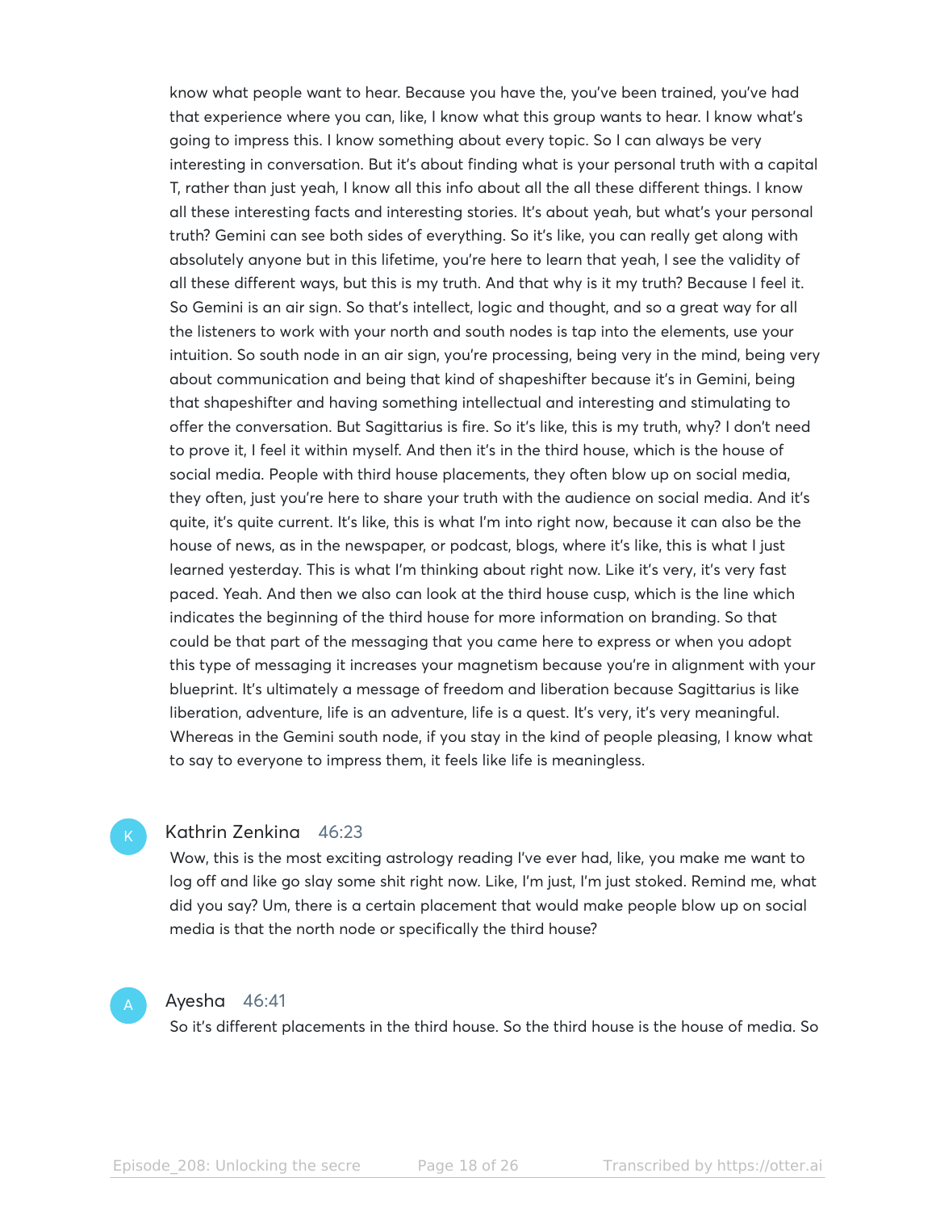know what people want to hear. Because you have the, you've been trained, you've had that experience where you can, like, I know what this group wants to hear. I know what's going to impress this. I know something about every topic. So I can always be very interesting in conversation. But it's about finding what is your personal truth with a capital T, rather than just yeah, I know all this info about all the all these different things. I know all these interesting facts and interesting stories. It's about yeah, but what's your personal truth? Gemini can see both sides of everything. So it's like, you can really get along with absolutely anyone but in this lifetime, you're here to learn that yeah, I see the validity of all these different ways, but this is my truth. And that why is it my truth? Because I feel it. So Gemini is an air sign. So that's intellect, logic and thought, and so a great way for all the listeners to work with your north and south nodes is tap into the elements, use your intuition. So south node in an air sign, you're processing, being very in the mind, being very about communication and being that kind of shapeshifter because it's in Gemini, being that shapeshifter and having something intellectual and interesting and stimulating to offer the conversation. But Sagittarius is fire. So it's like, this is my truth, why? I don't need to prove it, I feel it within myself. And then it's in the third house, which is the house of social media. People with third house placements, they often blow up on social media, they often, just you're here to share your truth with the audience on social media. And it's quite, it's quite current. It's like, this is what I'm into right now, because it can also be the house of news, as in the newspaper, or podcast, blogs, where it's like, this is what I just learned yesterday. This is what I'm thinking about right now. Like it's very, it's very fast paced. Yeah. And then we also can look at the third house cusp, which is the line which indicates the beginning of the third house for more information on branding. So that could be that part of the messaging that you came here to express or when you adopt this type of messaging it increases your magnetism because you're in alignment with your blueprint. It's ultimately a message of freedom and liberation because Sagittarius is like liberation, adventure, life is an adventure, life is a quest. It's very, it's very meaningful. Whereas in the Gemini south node, if you stay in the kind of people pleasing, I know what to say to everyone to impress them, it feels like life is meaningless.

**Kathrin Zenkina** 46:23

Wow, this is the most exciting astrology reading I've ever had, like, you make me want to log off and like go slay some shit right now. Like, I'm just, I'm just stoked. Remind me, what did you say? Um, there is a certain placement that would make people blow up on social media is that the north node or specifically the third house?

**Ayesha** 46:41

So it's different placements in the third house. So the third house is the house of media. So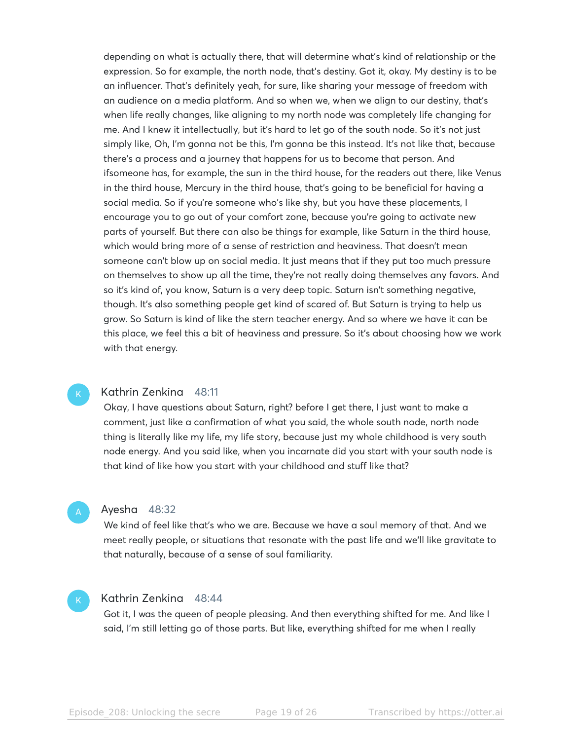depending on what is actually there, that will determine what's kind of relationship or the expression. So for example, the north node, that's destiny. Got it, okay. My destiny is to be an influencer. That's definitely yeah, for sure, like sharing your message of freedom with an audience on a media platform. And so when we, when we align to our destiny, that's when life really changes, like aligning to my north node was completely life changing for me. And I knew it intellectually, but it's hard to let go of the south node. So it's not just simply like, Oh, I'm gonna not be this, I'm gonna be this instead. It's not like that, because there's a process and a journey that happens for us to become that person. And ifsomeone has, for example, the sun in the third house, for the readers out there, like Venus in the third house, Mercury in the third house, that's going to be beneficial for having a social media. So if you're someone who's like shy, but you have these placements, I encourage you to go out of your comfort zone, because you're going to activate new parts of yourself. But there can also be things for example, like Saturn in the third house, which would bring more of a sense of restriction and heaviness. That doesn't mean someone can't blow up on social media. It just means that if they put too much pressure on themselves to show up all the time, they're not really doing themselves any favors. And so it's kind of, you know, Saturn is a very deep topic. Saturn isn't something negative, though. It's also something people get kind of scared of. But Saturn is trying to help us grow. So Saturn is kind of like the stern teacher energy. And so where we have it can be this place, we feel this a bit of heaviness and pressure. So it's about choosing how we work with that energy.

**Kathrin Zenkina** 48:11

Okay, I have questions about Saturn, right? before I get there, I just want to make a comment, just like a confirmation of what you said, the whole south node, north node thing is literally like my life, my life story, because just my whole childhood is very south node energy. And you said like, when you incarnate did you start with your south node is that kind of like how you start with your childhood and stuff like that?

**Ayesha** 48:32

We kind of feel like that's who we are. Because we have a soul memory of that. And we meet really people, or situations that resonate with the past life and we'll like gravitate to that naturally, because of a sense of soul familiarity.

**Kathrin Zenkina** 48:44

Got it, I was the queen of people pleasing. And then everything shifted for me. And like I said, I'm still letting go of those parts. But like, everything shifted for me when I really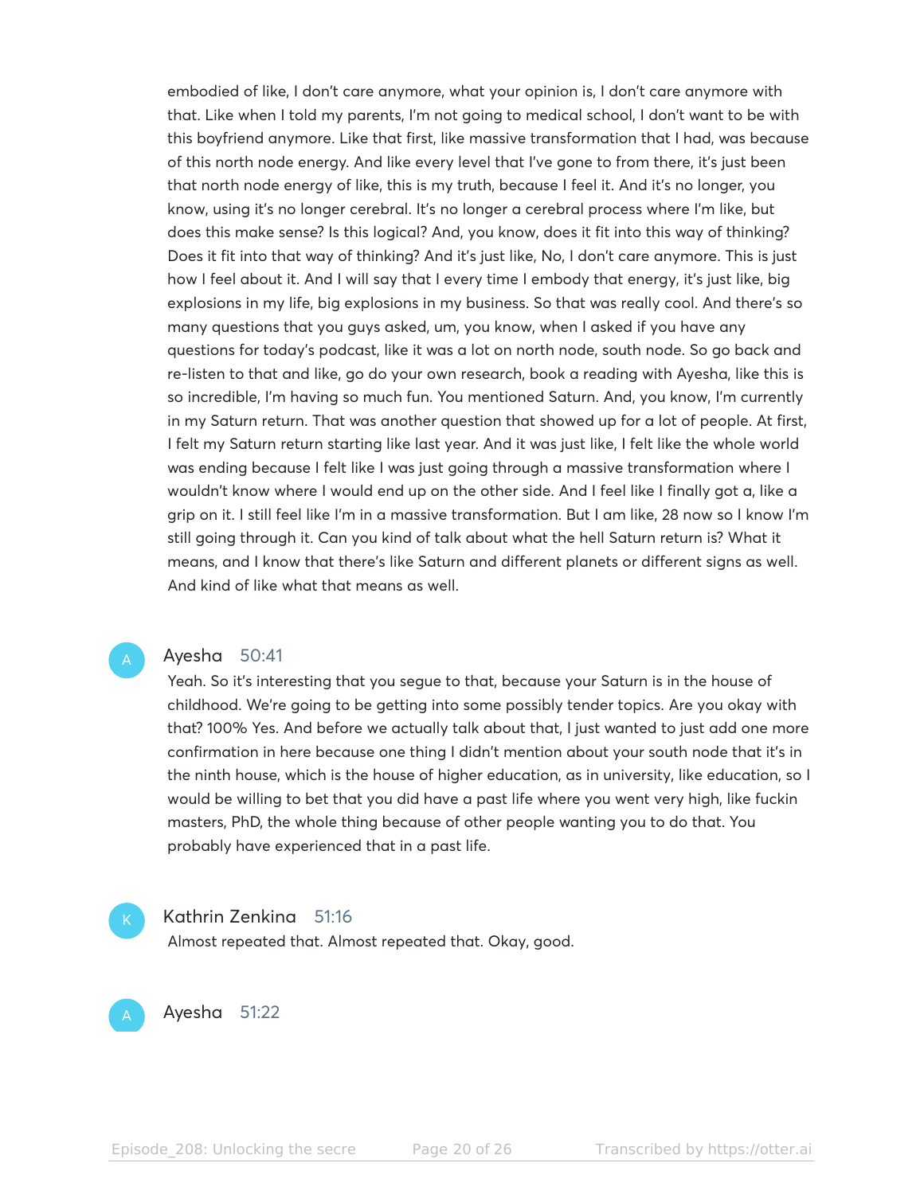embodied of like, I don't care anymore, what your opinion is, I don't care anymore with that. Like when I told my parents, I'm not going to medical school, I don't want to be with this boyfriend anymore. Like that first, like massive transformation that I had, was because of this north node energy. And like every level that I've gone to from there, it's just been that north node energy of like, this is my truth, because I feel it. And it's no longer, you know, using it's no longer cerebral. It's no longer a cerebral process where I'm like, but does this make sense? Is this logical? And, you know, does it fit into this way of thinking? Does it fit into that way of thinking? And it's just like, No, I don't care anymore. This is just how I feel about it. And I will say that I every time I embody that energy, it's just like, big explosions in my life, big explosions in my business. So that was really cool. And there's so many questions that you guys asked, um, you know, when I asked if you have any questions for today's podcast, like it was a lot on north node, south node. So go back and re-listen to that and like, go do your own research, book a reading with Ayesha, like this is so incredible, I'm having so much fun. You mentioned Saturn. And, you know, I'm currently in my Saturn return. That was another question that showed up for a lot of people. At first, I felt my Saturn return starting like last year. And it was just like, I felt like the whole world was ending because I felt like I was just going through a massive transformation where I wouldn't know where I would end up on the other side. And I feel like I finally got a, like a grip on it. I still feel like I'm in a massive transformation. But I am like, 28 now so I know I'm still going through it. Can you kind of talk about what the hell Saturn return is? What it means, and I know that there's like Saturn and different planets or different signs as well. And kind of of like what that means as well.

**Ayesha** 50:41

Yeah. So it's interesting that you segue to that, because your Saturn is in the house of childhood. We're going to be getting into some possibly tender topics. Are you okay with that? 100% Yes. And before we actually talk about that, I just wanted to just add one more confirmation in here because one thing I didn't mention about your south node that it's in the ninth house, which is the house of higher education, as in university, like education, so I would be willing to bet that you did have a past life where you went very high, like fuckin masters, PhD, the whole thing because of other people wanting you to do that. You probably have experienced that in a past life.

**Kathrin Zenkina** 51:16

Almost repeated that. Almost repeated that. Okay, good.

**Ayesha** 51:22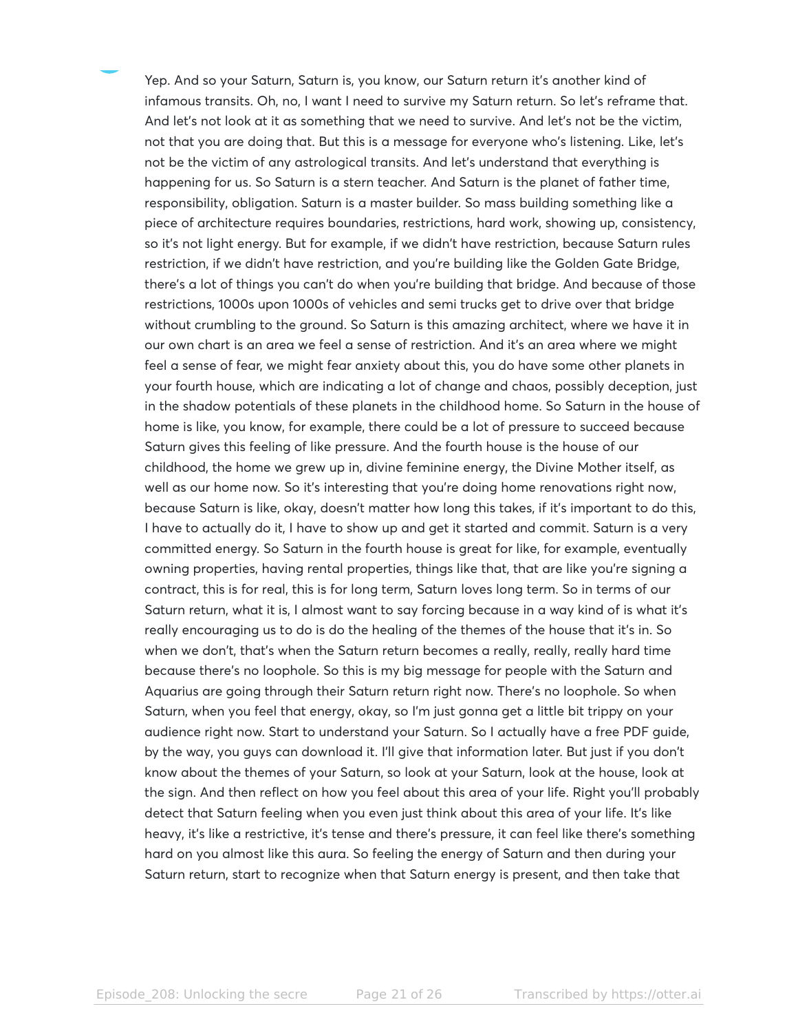Yep. And so your Saturn, Saturn is, you know, our Saturn return it's another kind of infamous transits. Oh, no, I want I need to survive my Saturn return. So let's reframe that. And let's not look at it as something that we need to survive. And let's not be the victim, not that you are doing that. But this is a message for everyone who's listening. Like, let's not be the victim of any astrological transits. And let's understand that everything is happening for us. So Saturn is a stern teacher. And Saturn is the planet of father time, responsibility, obligation. Saturn is a master builder. So mass building something like a piece of architecture requires boundaries, restrictions, hard work, showing up, consistency, so it's not light energy. But for example, if we didn't have restriction, because Saturn rules restriction, if we didn't have restriction, and you're building like the Golden Gate Bridge, there's a lot of things you can't do when you're building that bridge. And because of those restrictions, 1000s upon 1000s of vehicles and semi trucks get to drive over that bridge without crumbling to the ground. So Saturn is this amazing architect, where we have it in our own chart is an area we feel a sense of restriction. And it's an area where we might feel a sense of fear, we might fear anxiety about this, you do have some other planets in your fourth house, which are indicating a lot of change and chaos, possibly deception, just in the shadow potentials of these planets in the childhood home. So Saturn in the house of home is like, you know, for example, there could be a lot of pressure to succeed because Saturn gives this feeling of like pressure. And the fourth house is the house of our childhood, the home we grew up in, divine feminine energy, the Divine Mother itself, as well as our home now. So it's interesting that you're doing home renovations right now, because Saturn is like, okay, doesn't matter how long this takes, if it's important to do this, I have to actually do it, I have to show up and get it started and commit. Saturn is a very committed energy. So Saturn in the fourth house is great for like, for example, eventually owning properties, having rental properties, things like that, that are like you're signing a contract, this is for real, this is for long term, Saturn loves long term. So in terms of our Saturn return, what it is, I almost want to say forcing because in a way kind of is what it's really encouraging us to do is do the healing of the themes of the house that it's in. So when we don't, that's when the Saturn return becomes a really, really, really hard time because there's no loophole. So this is my big message for people with the Saturn and Aquarius are going through their Saturn return right now. There's no loophole. So when Saturn, when you feel that energy, okay, so I'm just gonna get a little bit trippy on your audience right now. Start to understand your Saturn. So I actually have a free PDF guide, by the way, you guys can download it. I'll give that information later. But just if you don't know about the themes of your Saturn, so look at your Saturn, look at the house, look at the sign. And then reflect on how you feel about this area of your life. Right you'll probably detect that Saturn feeling when you even just think about this area of your life. It's like heavy, it's like a restrictive, it's tense and there's pressure, it can feel like there's something hard on you almost like this aura. So feeling the energy of Saturn and then during your Saturn return, start to recognize when that Saturn energy is present, and then take that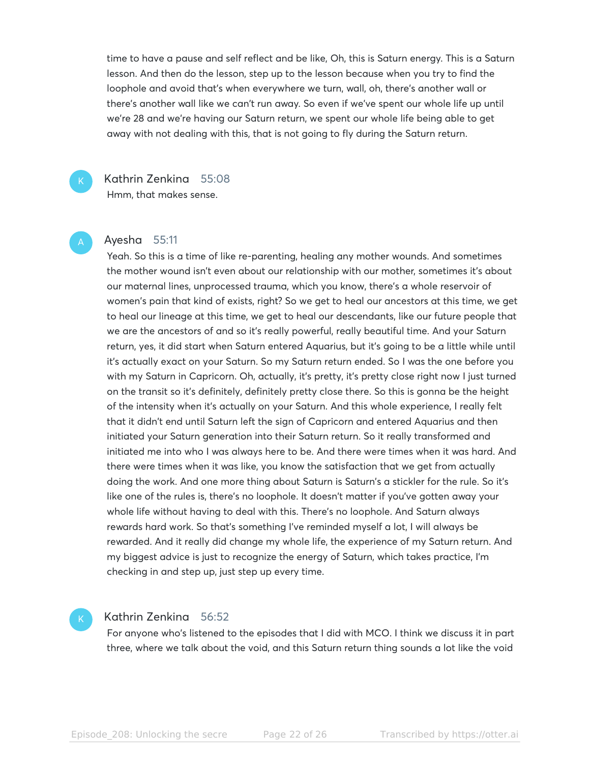time to have a pause and self reflect and be like, Oh, this is Saturn energy. This is a Saturn lesson. And then do the lesson, step up to the lesson because when you try to find the loophole and avoid that's when everywhere we turn, wall, oh, there's another wall or there's another wall like we can't run away. So even if we've spent our whole life up until we're 28 and we're having our Saturn return, we spent our whole life being able to get away with not dealing with this, that is not going to fly during the Saturn return.

**Kathrin Zenkina** 55:08

Hmm, that makes sense.

**Ayesha** 55:11

Yeah. So this is a time of like re-parenting, healing any mother wounds. And sometimes the mother wound isn't even about our relationship with our mother, sometimes it's about our maternal lines, unprocessed trauma, which you know, there's a whole reservoir of women's pain that kind of exists, right? So we get to heal our ancestors at this time, we get to heal our lineage at this time, we get to heal our descendants, like our future people that we are the ancestors of and so it's really powerful, really beautiful time. And your Saturn return, yes, it did start when Saturn entered Aquarius, but it's going to be a little while until it's actually exact on your Saturn. So my Saturn return ended. So I was the one before you with my Saturn in Capricorn. Oh, actually, it's pretty, it's pretty close right now I just turned on the transit so it's definitely, definitely pretty close there. So this is gonna be the height of the intensity when it's actually on your Saturn. And this whole experience, I really felt that it didn't end until Saturn left the sign of Capricorn and entered Aquarius and then initiated your Saturn generation into their Saturn return. So it really transformed and initiated me into who I was always here to be. And there were times when it was hard. And there were times when it was like, you know the satisfaction that we get from actually doing the work. And one more thing about Saturn is Saturn's a stickler for the rule. So it's like one of the rules is, there's no loophole. It doesn't matter if you've gotten away your whole life without having to deal with this. There's no loophole. And Saturn always rewards hard work. So that's something I've reminded myself a lot, I will always be rewarded. And it really did change my whole life, the experience of my Saturn return. And my biggest advice is just to recognize the energy of Saturn, which takes practice, I'm checking in and step up, just step up every time.

**Kathrin Zenkina** 56:52

For anyone who's listened to the episodes that I did with MCO. I think we discuss it in part three, where we talk about the void, and this Saturn return thing sounds a lot like the void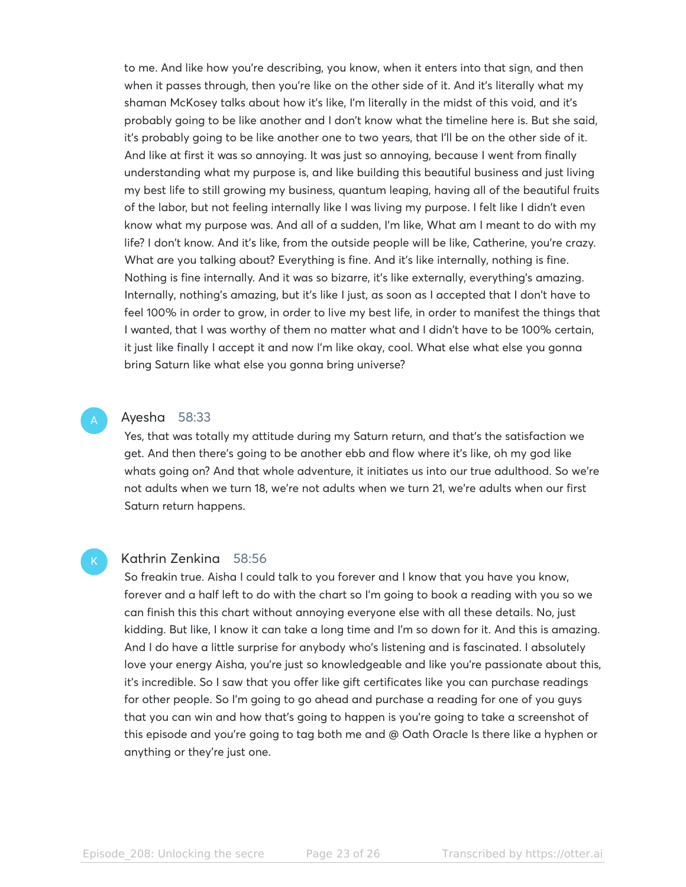to me. And like how you're describing, you know, when it enters into that sign, and then when it passes through, then you're like on the other side of it. And it's literally what my shaman McKosey talks about how it's like, I'm literally in the midst of this void, and it's probably going to be like another and I don't know what the timeline here is. But she said, it's probably going to be like another one to two years, that I'll be on the other side of it. And like at first it was so annoying. It was just so annoying, because I went from finally understanding what my purpose is, and like building this beautiful business and just living my best life to still growing my business, quantum leaping, having all of the beautiful fruits of the labor, but not feeling internally like I was living my purpose. I felt like I didn't even know what my purpose was. And all of a sudden, I'm like, What am I meant to do with my life? I don't know. And it's like, from the outside people will be like, Catherine, you're crazy. What are you talking about? Everything is fine. And it's like internally, nothing is fine. Nothing is fine internally. And it was so bizarre, it's like externally, everything's amazing. Internally, nothing's amazing, but it's like I just, as soon as I accepted that I don't have to feel 100% in order to grow, in order to live my best life, in order to manifest the things that I wanted, that I was worthy of them no matter what and I didn't have to be 100% certain, it just like finally I accept it and now I'm like okay, cool. What else what else you gonna bring Saturn like what else you gonna bring universe?

**Ayesha** 58:33

Yes, that was totally my attitude during my Saturn return, and that's the satisfaction we get. And then there's going to be another ebb and flow where it's like, oh my god like whats going on? And that whole adventure, it initiates us into our true adulthood. So we're not adults when we turn 18, we're not adults when we turn 21, we're adults when our first Saturn return happens.

**Kathrin Zenkina** 58:56

So freakin true. Aisha I could talk to you forever and I know that you have you know, forever and a half left to do with the chart so I'm going to book a reading with you so we can finish this this chart without annoying everyone else with all these details. No, just kidding. But like, I know it can take a long time and I'm so down for it. And this is amazing. And I do have a little surprise for anybody who's listening and is fascinated. I absolutely love your energy Aisha, you're just so knowledgeable and like you're passionate about this, it's incredible. So I saw that you offer like gift certificates like you can purchase readings for other people. So I'm going to go ahead and purchase a reading for one of you guys that you can win and how that's going to happen is you're going to take a screenshot of this episode and you're going to tag both me and @ Oath Oracle Is there like a hyphen or anything or they're just one.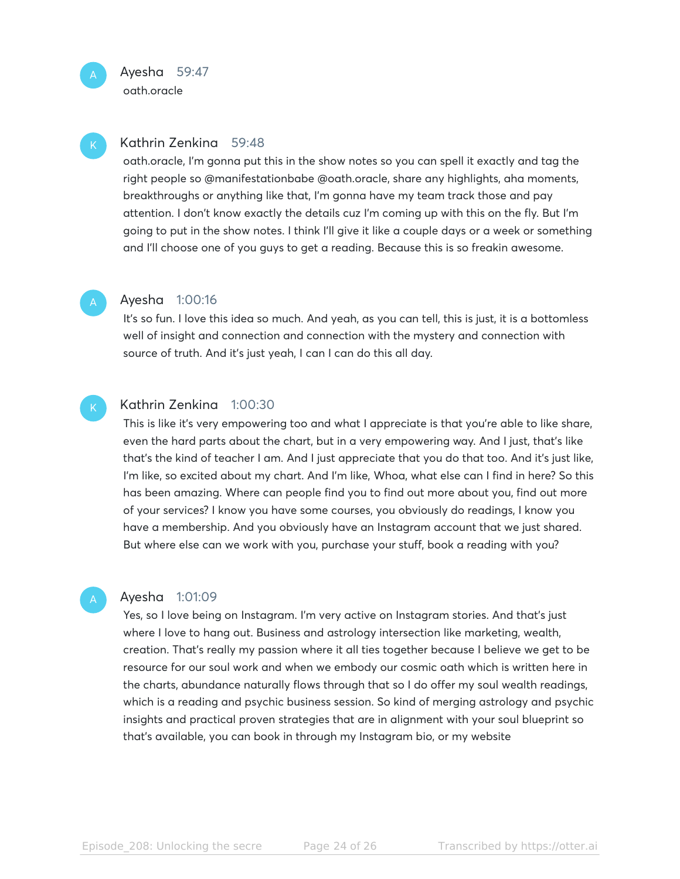**Ayesha** 59:47

oath.oracle

**Kathrin Zenkina** 59:48

oath.oracle, I'm gonna put this in the show notes so you can spell it exactly and tag the right people so @manifestationbabe @oath.oracle, share any highlights, aha moments, breakthroughs or anything like that, I'm gonna have my team track those and pay attention. I don't know exactly the details cuz I'm coming up with this on the fly. But I'm going to put in the show notes. I think I'll give it like a couple days or a week or something and I'll choose one of you guys to get a reading. Because this is so freakin awesome.

**Ayesha** 1:00:16

It's so fun. I love this idea so much. And yeah, as you can tell, this is just, it is a bottomless well of insight and connection and connection with the mystery and connection with source of truth. And it's just yeah, I can I can do this all day.

**Kathrin Zenkina** 1:00:30

This is like it's very empowering too and what I appreciate is that you're able to like share, even the hard parts about the chart, but in a very empowering way. And I just, that's like that's the kind of teacher I am. And I just appreciate that you do that too. And it's just like, I'm like, so excited about my chart. And I'm like, Whoa, what else can I find in here? So this has been amazing. Where can people find you to find out more about you, find out more of your services? I know you have some courses, you obviously do readings, I know you have a membership. And you obviously have an Instagram account that we just shared. But where else can we work with you, purchase your stuff, book a reading with you?

**Ayesha** 1:01:09

Yes, so I love being on Instagram. I'm very active on Instagram stories. And that's just where I love to hang out. Business and astrology intersection like marketing, wealth, creation. That's really my passion where it all ties together because I believe we get to be resource for our soul work and when we embody our cosmic oath which is written here in the charts, abundance naturally flows through that so I do offer my soul wealth readings, which is a reading and psychic business session. So kind of merging astrology and psychic insights and practical proven strategies that are in alignment with your soul blueprint so that's available, you can book in through my Instagram bio, or my website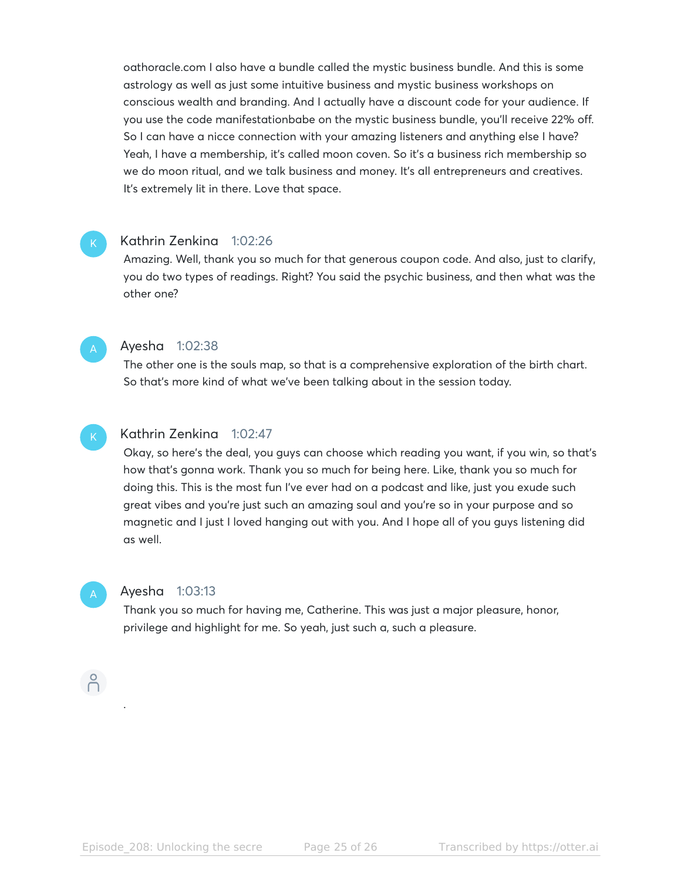oathoracle.com I also have a bundle called the mystic business bundle. And this is some astrology as well as just some intuitive business and mystic business workshops on conscious wealth and branding. And I actually have a discount code for your audience. If you use the code manifestationbabe on the mystic business bundle, you'll receive 22% off. So I can have a nicce connection with your amazing listeners and anything else I have? Yeah, I have a membership, it's called moon coven. So it's a business rich membership so we do moon ritual, and we talk business and money. It's all entrepreneurs and creatives. It's extremely lit in there. Love that space.

**Kathrin Zenkina** 1:02:26

Amazing. Well, thank you so much for that generous coupon code. And also, just to clarify, you do two types of readings. Right? You said the psychic business, and then what was the other one?

**Ayesha** 1:02:38

The other one is the souls map, so that is a comprehensive exploration of the birth chart. So that's more kind of what we've been talking about in the session today.

**Kathrin Zenkina** 1:02:47

Okay, so here's the deal, you guys can choose which reading you want, if you win, so that's how that's gonna work. Thank you so much for being here. Like, thank you so much for doing this. This is the most fun I've ever had on a podcast and like, just you exude such great vibes and you're just such an amazing soul and you're so in your purpose and so magnetic and I just I loved hanging out with you. And I hope all of you guys listening did as well.

**Ayesha** 1:03:13

Thank you so much for having me, Catherine. This was just a major pleasure, honor, privilege and highlight for me. So yeah, just such a, such a pleasure.

.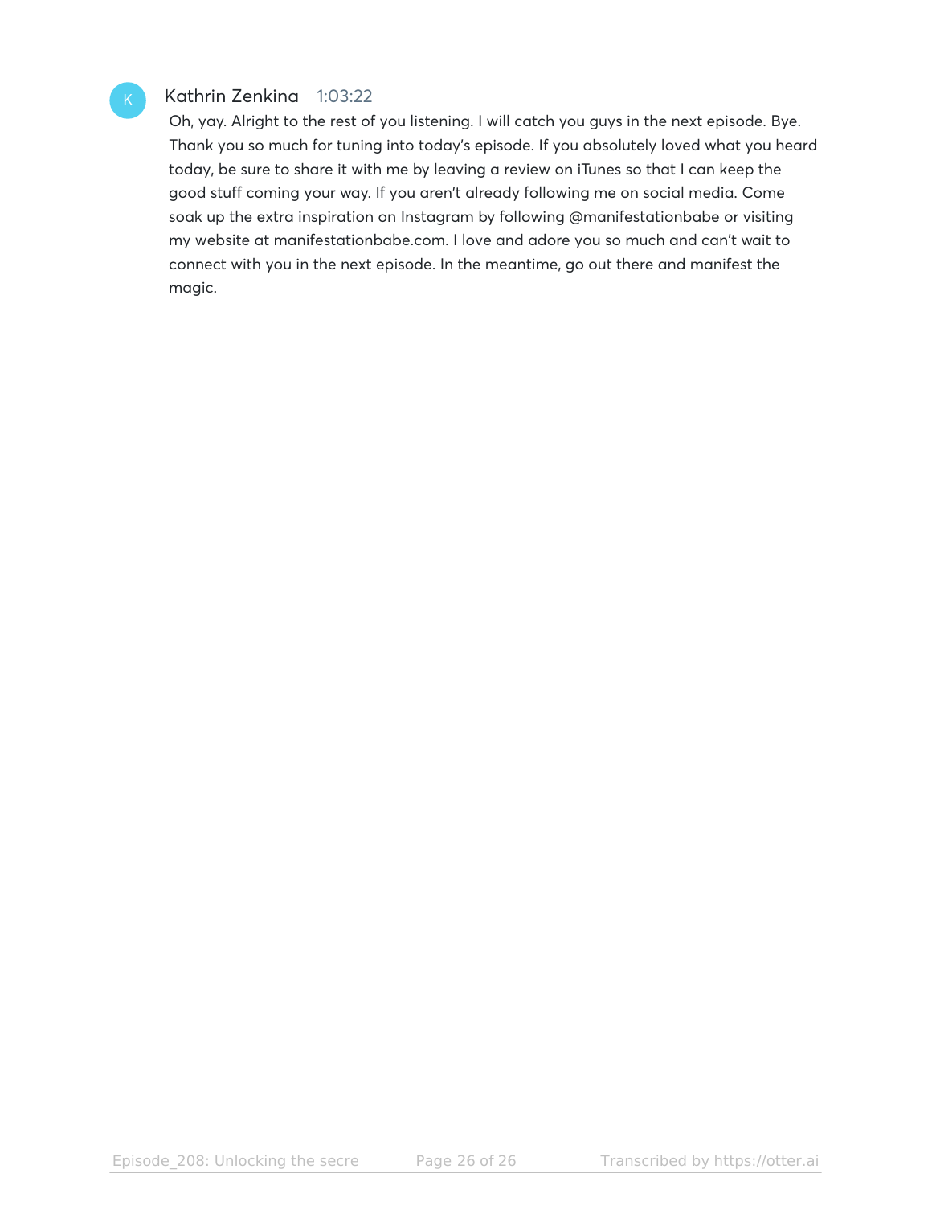Kathrin Zenkina 1:03:22

Oh, yay. Alright to the rest of you listening. I will catch you guys in the next episode. Bye. Thank you so much for tuning into today's episode. If you absolutely loved what you heard today, be sure to share it with me by leaving a review on iTunes so that I can keep the good stuff coming your way. If you aren't already following me on social media. Come soak up the extra inspiration on Instagram by following @manifestationbabe or visiting my website at manifestationbabe.com. I love and adore you so much and can't wait to connect with you in the next episode. In the meantime, go out there and manifest the magic.